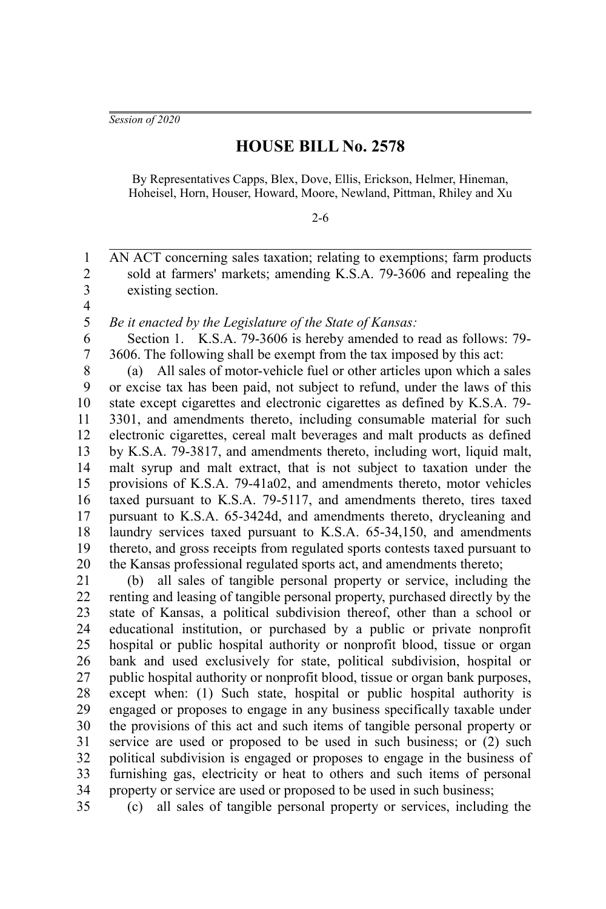*Session of 2020*

# HOUSE BILL No. 2578

By Representatives Capps, Blex, Dove, Ellis, Erickson, Helmer, Hineman, Hoheisel, Horn, Houser, Howard, Moore, Newland, Pittman, Rhiley and Xu

2-6

AN ACT concerning sales taxation; relating to exemptions; farm products sold at farmers' markets; amending K.S.A. 79-3606 and repealing the existing section.

*Be it enacted by the Legislature of the State of Kansas:*

Section 1. K.S.A. 79-3606 is hereby amended to read as follows: 79-3606. The following shall be exempt from the tax imposed by this act:

(a) All sales of motor-vehicle fuel or other articles upon which a sales or excise tax has been paid, not subject to refund, under the laws of this state except cigarettes and electronic cigarettes as defined by K.S.A. 79-3301, and amendments thereto, including consumable material for such electronic cigarettes, cereal malt beverages and malt products as defined by K.S.A. 79-3817, and amendments thereto, including wort, liquid malt, malt syrup and malt extract, that is not subject to taxation under the provisions of K.S.A. 79-41a02, and amendments thereto, motor vehicles taxed pursuant to K.S.A. 79-5117, and amendments thereto, tires taxed pursuant to K.S.A. 65-3424d, and amendments thereto, drycleaning and laundry services taxed pursuant to K.S.A. 65-34,150, and amendments thereto, and gross receipts from regulated sports contests taxed pursuant to the Kansas professional regulated sports act, and amendments thereto;

(b) all sales of tangible personal property or service, including the renting and leasing of tangible personal property, purchased directly by the state of Kansas, a political subdivision thereof, other than a school or educational institution, or purchased by a public or private nonprofit hospital or public hospital authority or nonprofit blood, tissue or organ bank and used exclusively for state, political subdivision, hospital or public hospital authority or nonprofit blood, tissue or organ bank purposes, except when: (1) Such state, hospital or public hospital authority is engaged or proposes to engage in any business specifically taxable under the provisions of this act and such items of tangible personal property or service are used or proposed to be used in such business; or (2) such political subdivision is engaged or proposes to engage in the business of furnishing gas, electricity or heat to others and such items of personal property or service are used or proposed to be used in such business;

(c) all sales of tangible personal property or services, including the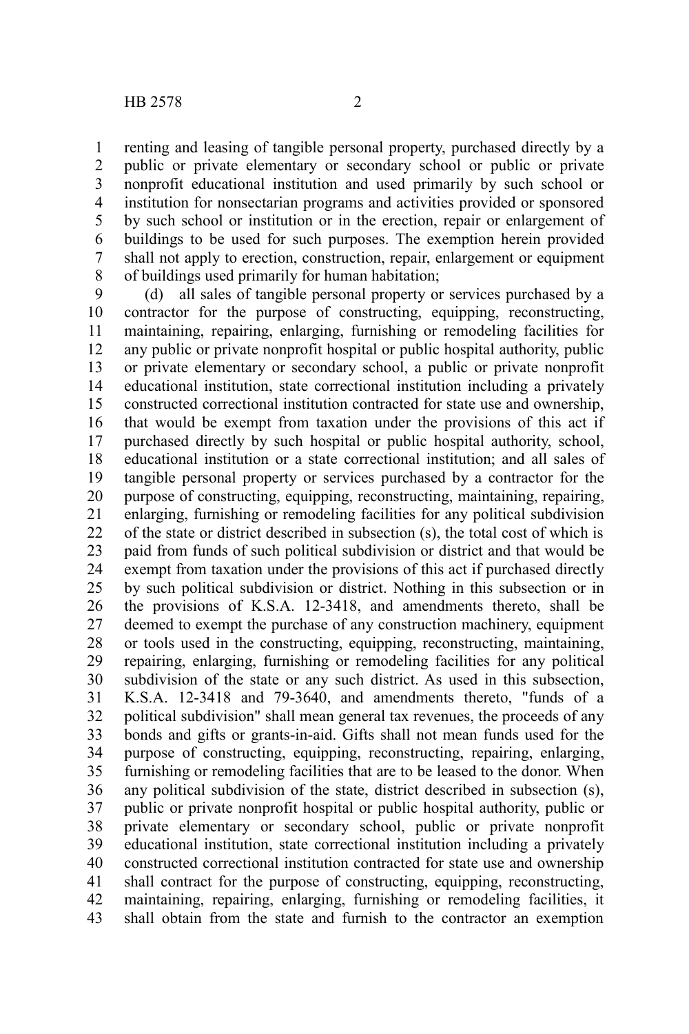renting and leasing of tangible personal property, purchased directly by a public or private elementary or secondary school or public or private nonprofit educational institution and used primarily by such school or institution for nonsectarian programs and activities provided or sponsored by such school or institution or in the erection, repair or enlargement of buildings to be used for such purposes. The exemption herein provided shall not apply to erection, construction, repair, enlargement or equipment of buildings used primarily for human habitation;

(d) all sales of tangible personal property or services purchased by a contractor for the purpose of constructing, equipping, reconstructing, maintaining, repairing, enlarging, furnishing or remodeling facilities for any public or private nonprofit hospital or public hospital authority, public or private elementary or secondary school, a public or private nonprofit educational institution, state correctional institution including a privately constructed correctional institution contracted for state use and ownership, that would be exempt from taxation under the provisions of this act if purchased directly by such hospital or public hospital authority, school, educational institution or a state correctional institution; and all sales of tangible personal property or services purchased by a contractor for the purpose of constructing, equipping, reconstructing, maintaining, repairing, enlarging, furnishing or remodeling facilities for any political subdivision of the state or district described in subsection (s), the total cost of which is paid from funds of such political subdivision or district and that would be exempt from taxation under the provisions of this act if purchased directly by such political subdivision or district. Nothing in this subsection or in the provisions of K.S.A. 12-3418, and amendments thereto, shall be deemed to exempt the purchase of any construction machinery, equipment or tools used in the constructing, equipping, reconstructing, maintaining, repairing, enlarging, furnishing or remodeling facilities for any political subdivision of the state or any such district. As used in this subsection, K.S.A. 12-3418 and 79-3640, and amendments thereto, "funds of a political subdivision" shall mean general tax revenues, the proceeds of any bonds and gifts or grants-in-aid. Gifts shall not mean funds used for the purpose of constructing, equipping, reconstructing, repairing, enlarging, furnishing or remodeling facilities that are to be leased to the donor. When any political subdivision of the state, district described in subsection (s), public or private nonprofit hospital or public hospital authority, public or private elementary or secondary school, public or private nonprofit educational institution, state correctional institution including a privately constructed correctional institution contracted for state use and ownership shall contract for the purpose of constructing, equipping, reconstructing, maintaining, repairing, enlarging, furnishing or remodeling facilities, it shall obtain from the state and furnish to the contractor an exemption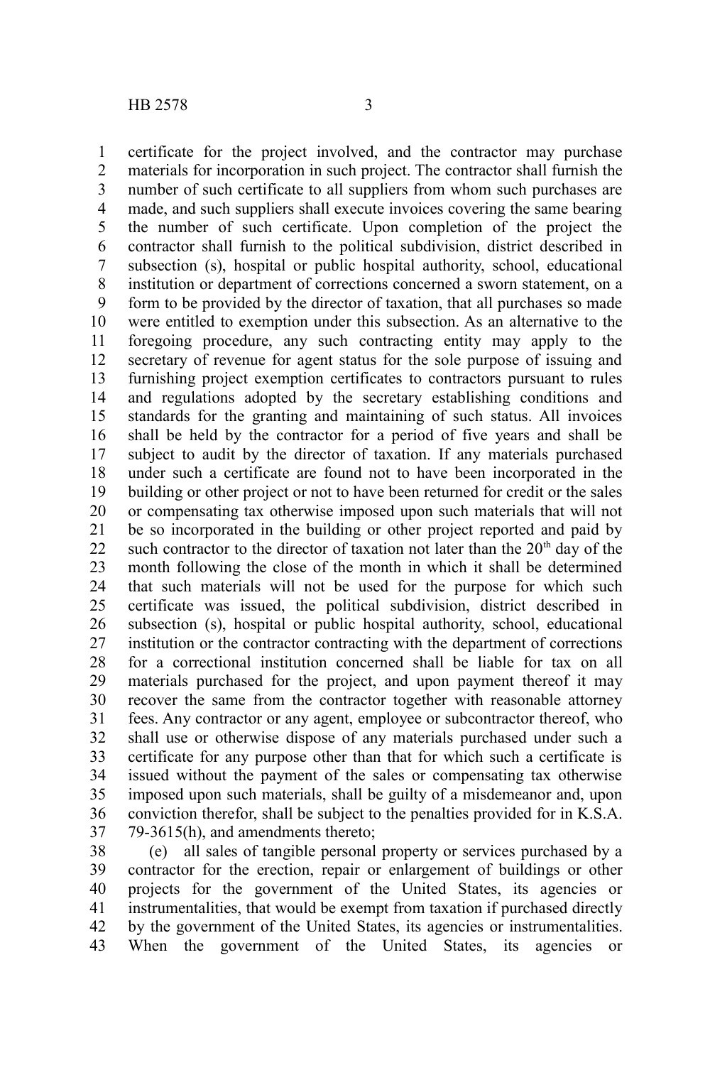certificate for the project involved, and the contractor may purchase materials for incorporation in such project. The contractor shall furnish the number of such certificate to all suppliers from whom such purchases are made, and such suppliers shall execute invoices covering the same bearing the number of such certificate. Upon completion of the project the contractor shall furnish to the political subdivision, district described in subsection (s), hospital or public hospital authority, school, educational institution or department of corrections concerned a sworn statement, on a form to be provided by the director of taxation, that all purchases so made were entitled to exemption under this subsection. As an alternative to the foregoing procedure, any such contracting entity may apply to the secretary of revenue for agent status for the sole purpose of issuing and furnishing project exemption certificates to contractors pursuant to rules and regulations adopted by the secretary establishing conditions and standards for the granting and maintaining of such status. All invoices shall be held by the contractor for a period of five years and shall be subject to audit by the director of taxation. If any materials purchased under such a certificate are found not to have been incorporated in the building or other project or not to have been returned for credit or the sales or compensating tax otherwise imposed upon such materials that will not be so incorporated in the building or other project reported and paid by such contractor to the director of taxation not later than the 20th day of the month following the close of the month in which it shall be determined that such materials will not be used for the purpose for which such certificate was issued, the political subdivision, district described in subsection (s), hospital or public hospital authority, school, educational institution or the contractor contracting with the department of corrections for a correctional institution concerned shall be liable for tax on all materials purchased for the project, and upon payment thereof it may recover the same from the contractor together with reasonable attorney fees. Any contractor or any agent, employee or subcontractor thereof, who shall use or otherwise dispose of any materials purchased under such a certificate for any purpose other than that for which such a certificate is issued without the payment of the sales or compensating tax otherwise imposed upon such materials, shall be guilty of a misdemeanor and, upon conviction therefor, shall be subject to the penalties provided for in K.S.A. 79-3615(h), and amendments thereto;

(e) all sales of tangible personal property or services purchased by a contractor for the erection, repair or enlargement of buildings or other projects for the government of the United States, its agencies or instrumentalities, that would be exempt from taxation if purchased directly by the government of the United States, its agencies or instrumentalities. When the government of the United States, its agencies or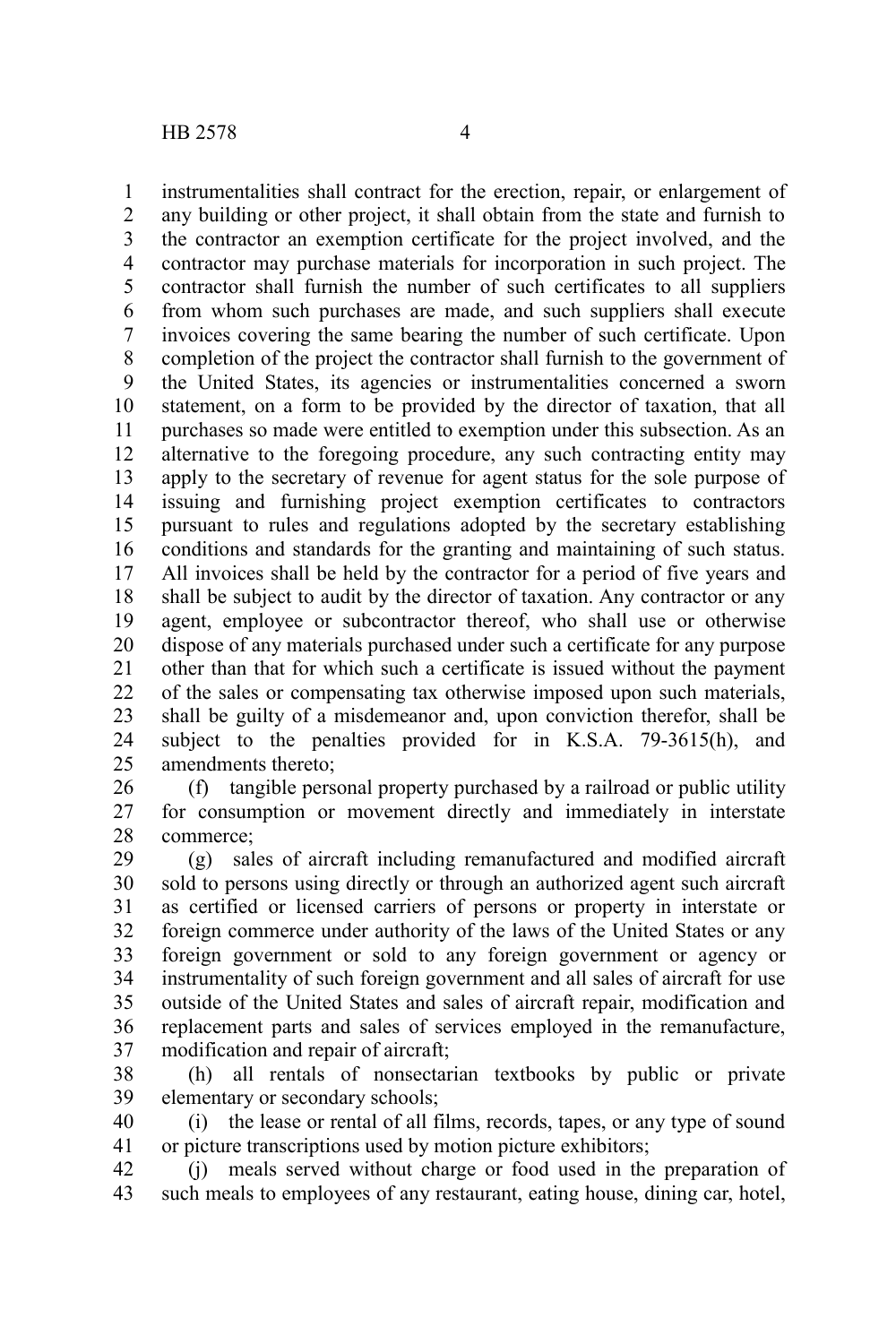instrumentalities shall contract for the erection, repair, or enlargement of any building or other project, it shall obtain from the state and furnish to the contractor an exemption certificate for the project involved, and the contractor may purchase materials for incorporation in such project. The contractor shall furnish the number of such certificates to all suppliers from whom such purchases are made, and such suppliers shall execute invoices covering the same bearing the number of such certificate. Upon completion of the project the contractor shall furnish to the government of the United States, its agencies or instrumentalities concerned a sworn statement, on a form to be provided by the director of taxation, that all purchases so made were entitled to exemption under this subsection. As an alternative to the foregoing procedure, any such contracting entity may apply to the secretary of revenue for agent status for the sole purpose of issuing and furnishing project exemption certificates to contractors pursuant to rules and regulations adopted by the secretary establishing conditions and standards for the granting and maintaining of such status. All invoices shall be held by the contractor for a period of five years and shall be subject to audit by the director of taxation. Any contractor or any agent, employee or subcontractor thereof, who shall use or otherwise dispose of any materials purchased under such a certificate for any purpose other than that for which such a certificate is issued without the payment of the sales or compensating tax otherwise imposed upon such materials, shall be guilty of a misdemeanor and, upon conviction therefor, shall be subject to the penalties provided for in K.S.A. 79-3615(h), and amendments thereto;

(f) tangible personal property purchased by a railroad or public utility for consumption or movement directly and immediately in interstate commerce;

(g) sales of aircraft including remanufactured and modified aircraft sold to persons using directly or through an authorized agent such aircraft as certified or licensed carriers of persons or property in interstate or foreign commerce under authority of the laws of the United States or any foreign government or sold to any foreign government or agency or instrumentality of such foreign government and all sales of aircraft for use outside of the United States and sales of aircraft repair, modification and replacement parts and sales of services employed in the remanufacture, modification and repair of aircraft;

(h) all rentals of nonsectarian textbooks by public or private elementary or secondary schools;

(i) the lease or rental of all films, records, tapes, or any type of sound or picture transcriptions used by motion picture exhibitors;

(j) meals served without charge or food used in the preparation of such meals to employees of any restaurant, eating house, dining car, hotel,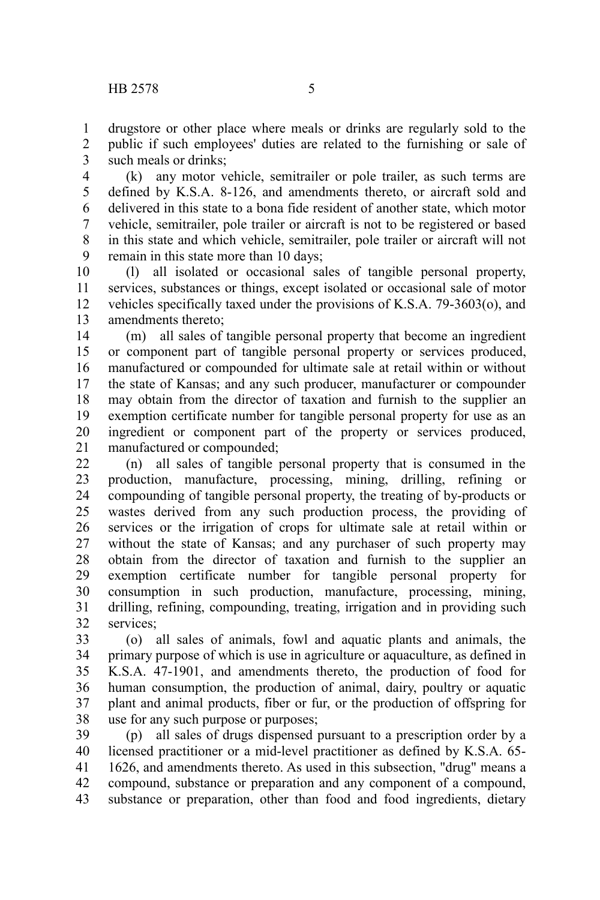drugstore or other place where meals or drinks are regularly sold to the public if such employees' duties are related to the furnishing or sale of such meals or drinks;

(k) any motor vehicle, semitrailer or pole trailer, as such terms are defined by K.S.A. 8-126, and amendments thereto, or aircraft sold and delivered in this state to a bona fide resident of another state, which motor vehicle, semitrailer, pole trailer or aircraft is not to be registered or based in this state and which vehicle, semitrailer, pole trailer or aircraft will not remain in this state more than 10 days;

(l) all isolated or occasional sales of tangible personal property, services, substances or things, except isolated or occasional sale of motor vehicles specifically taxed under the provisions of K.S.A. 79-3603(o), and amendments thereto;

(m) all sales of tangible personal property that become an ingredient or component part of tangible personal property or services produced, manufactured or compounded for ultimate sale at retail within or without the state of Kansas; and any such producer, manufacturer or compounder may obtain from the director of taxation and furnish to the supplier an exemption certificate number for tangible personal property for use as an ingredient or component part of the property or services produced, manufactured or compounded;

(n) all sales of tangible personal property that is consumed in the production, manufacture, processing, mining, drilling, refining or compounding of tangible personal property, the treating of by-products or wastes derived from any such production process, the providing of services or the irrigation of crops for ultimate sale at retail within or without the state of Kansas; and any purchaser of such property may obtain from the director of taxation and furnish to the supplier an exemption certificate number for tangible personal property for consumption in such production, manufacture, processing, mining, drilling, refining, compounding, treating, irrigation and in providing such services;

(o) all sales of animals, fowl and aquatic plants and animals, the primary purpose of which is use in agriculture or aquaculture, as defined in K.S.A. 47-1901, and amendments thereto, the production of food for human consumption, the production of animal, dairy, poultry or aquatic plant and animal products, fiber or fur, or the production of offspring for use for any such purpose or purposes;

(p) all sales of drugs dispensed pursuant to a prescription order by a licensed practitioner or a mid-level practitioner as defined by K.S.A. 65-1626, and amendments thereto. As used in this subsection, "drug" means a compound, substance or preparation and any component of a compound, substance or preparation, other than food and food ingredients, dietary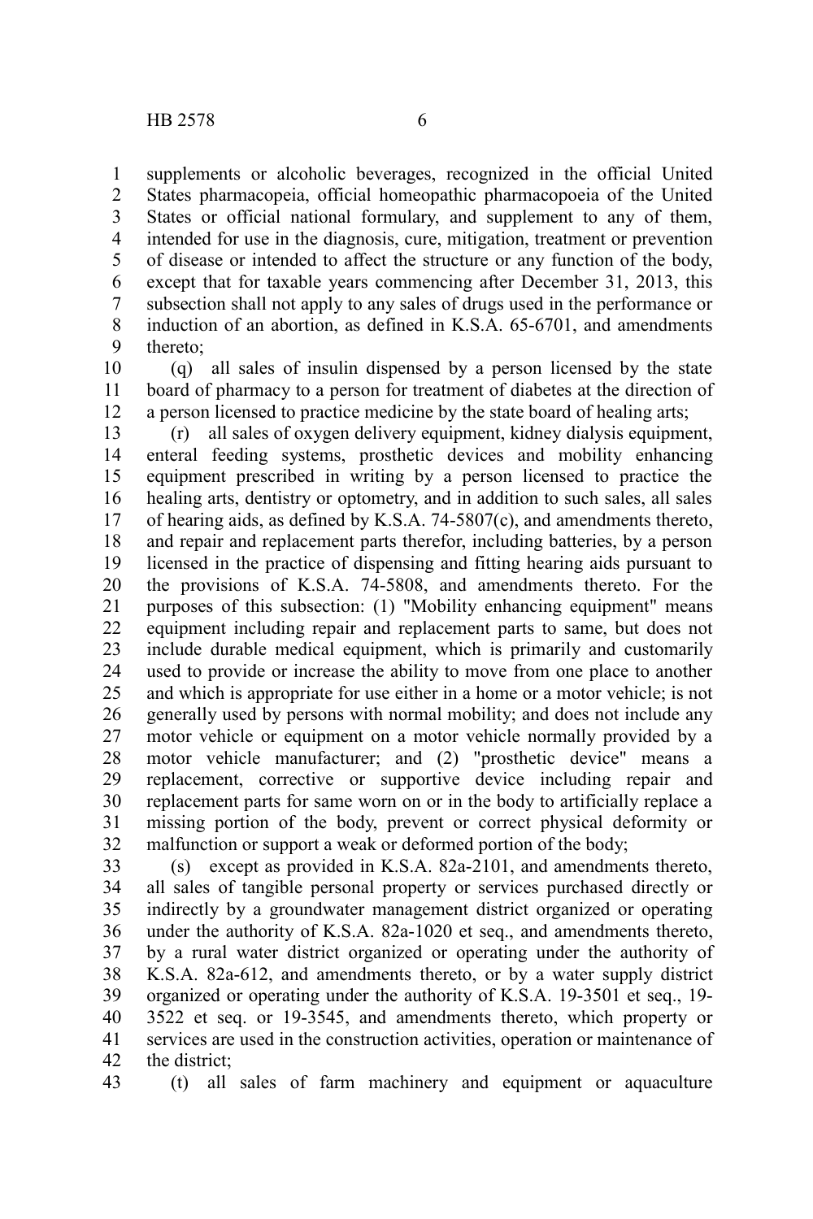supplements or alcoholic beverages, recognized in the official United States pharmacopeia, official homeopathic pharmacopoeia of the United States or official national formulary, and supplement to any of them, intended for use in the diagnosis, cure, mitigation, treatment or prevention of disease or intended to affect the structure or any function of the body, except that for taxable years commencing after December 31, 2013, this subsection shall not apply to any sales of drugs used in the performance or induction of an abortion, as defined in K.S.A. 65-6701, and amendments thereto;

(q) all sales of insulin dispensed by a person licensed by the state board of pharmacy to a person for treatment of diabetes at the direction of a person licensed to practice medicine by the state board of healing arts;

(r) all sales of oxygen delivery equipment, kidney dialysis equipment, enteral feeding systems, prosthetic devices and mobility enhancing equipment prescribed in writing by a person licensed to practice the healing arts, dentistry or optometry, and in addition to such sales, all sales of hearing aids, as defined by K.S.A. 74-5807(c), and amendments thereto, and repair and replacement parts therefor, including batteries, by a person licensed in the practice of dispensing and fitting hearing aids pursuant to the provisions of K.S.A. 74-5808, and amendments thereto. For the purposes of this subsection: (1) "Mobility enhancing equipment" means equipment including repair and replacement parts to same, but does not include durable medical equipment, which is primarily and customarily used to provide or increase the ability to move from one place to another and which is appropriate for use either in a home or a motor vehicle; is not generally used by persons with normal mobility; and does not include any motor vehicle or equipment on a motor vehicle normally provided by a motor vehicle manufacturer; and (2) "prosthetic device" means a replacement, corrective or supportive device including repair and replacement parts for same worn on or in the body to artificially replace a missing portion of the body, prevent or correct physical deformity or malfunction or support a weak or deformed portion of the body;

(s) except as provided in K.S.A. 82a-2101, and amendments thereto, all sales of tangible personal property or services purchased directly or indirectly by a groundwater management district organized or operating under the authority of K.S.A. 82a-1020 et seq., and amendments thereto, by a rural water district organized or operating under the authority of K.S.A. 82a-612, and amendments thereto, or by a water supply district organized or operating under the authority of K.S.A. 19-3501 et seq., 19-3522 et seq. or 19-3545, and amendments thereto, which property or services are used in the construction activities, operation or maintenance of the district;

(t) all sales of farm machinery and equipment or aquaculture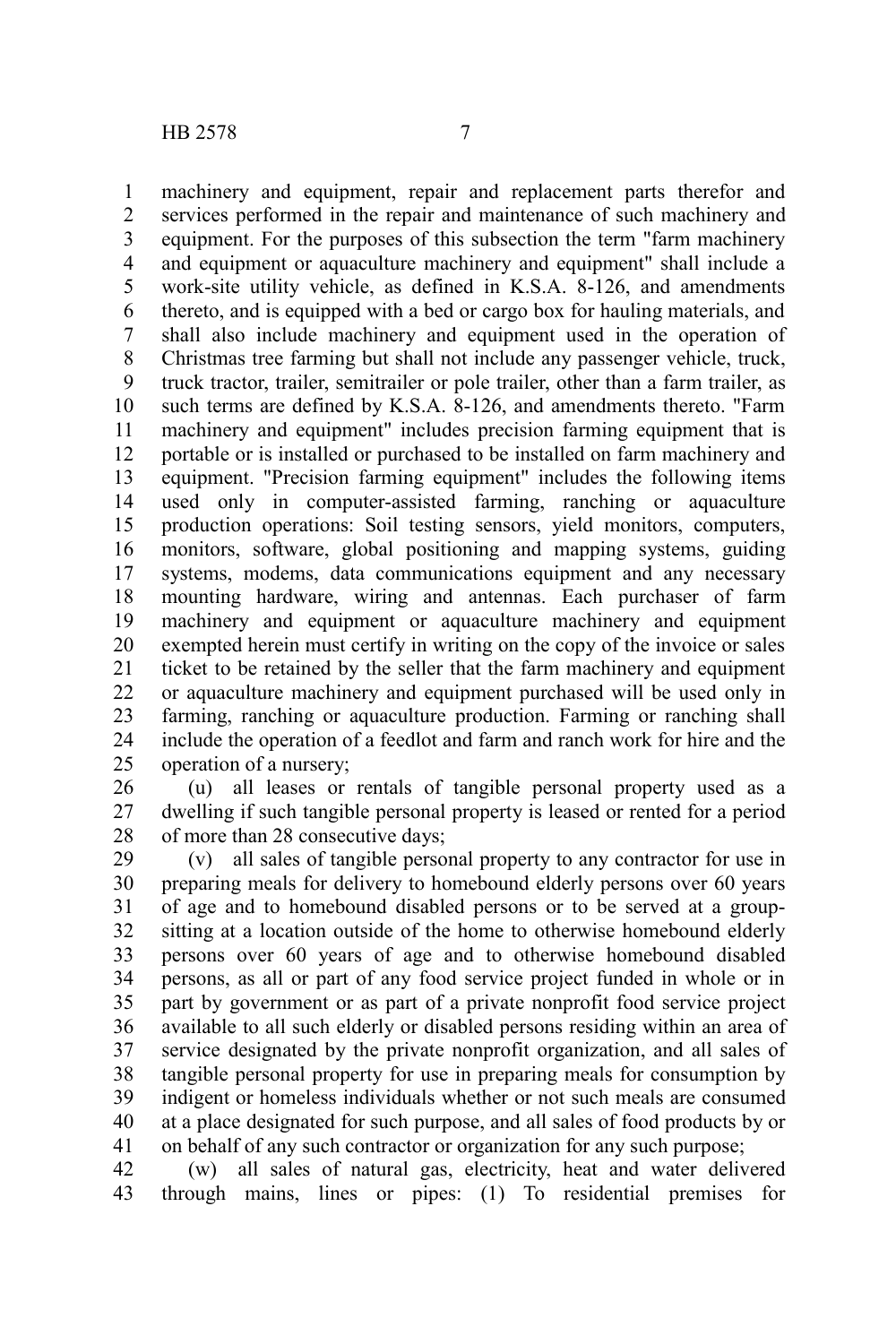machinery and equipment, repair and replacement parts therefor and services performed in the repair and maintenance of such machinery and equipment. For the purposes of this subsection the term "farm machinery and equipment or aquaculture machinery and equipment" shall include a work-site utility vehicle, as defined in K.S.A. 8-126, and amendments thereto, and is equipped with a bed or cargo box for hauling materials, and shall also include machinery and equipment used in the operation of Christmas tree farming but shall not include any passenger vehicle, truck, truck tractor, trailer, semitrailer or pole trailer, other than a farm trailer, as such terms are defined by K.S.A. 8-126, and amendments thereto. "Farm machinery and equipment" includes precision farming equipment that is portable or is installed or purchased to be installed on farm machinery and equipment. "Precision farming equipment" includes the following items used only in computer-assisted farming, ranching or aquaculture production operations: Soil testing sensors, yield monitors, computers, monitors, software, global positioning and mapping systems, guiding systems, modems, data communications equipment and any necessary mounting hardware, wiring and antennas. Each purchaser of farm machinery and equipment or aquaculture machinery and equipment exempted herein must certify in writing on the copy of the invoice or sales ticket to be retained by the seller that the farm machinery and equipment or aquaculture machinery and equipment purchased will be used only in farming, ranching or aquaculture production. Farming or ranching shall include the operation of a feedlot and farm and ranch work for hire and the operation of a nursery;

(u) all leases or rentals of tangible personal property used as a dwelling if such tangible personal property is leased or rented for a period of more than 28 consecutive days;

(v) all sales of tangible personal property to any contractor for use in preparing meals for delivery to homebound elderly persons over 60 years of age and to homebound disabled persons or to be served at a group-sitting at a location outside of the home to otherwise homebound elderly persons over 60 years of age and to otherwise homebound disabled persons, as all or part of any food service project funded in whole or in part by government or as part of a private nonprofit food service project available to all such elderly or disabled persons residing within an area of service designated by the private nonprofit organization, and all sales of tangible personal property for use in preparing meals for consumption by indigent or homeless individuals whether or not such meals are consumed at a place designated for such purpose, and all sales of food products by or on behalf of any such contractor or organization for any such purpose;

(w) all sales of natural gas, electricity, heat and water delivered through mains, lines or pipes: (1) To residential premises for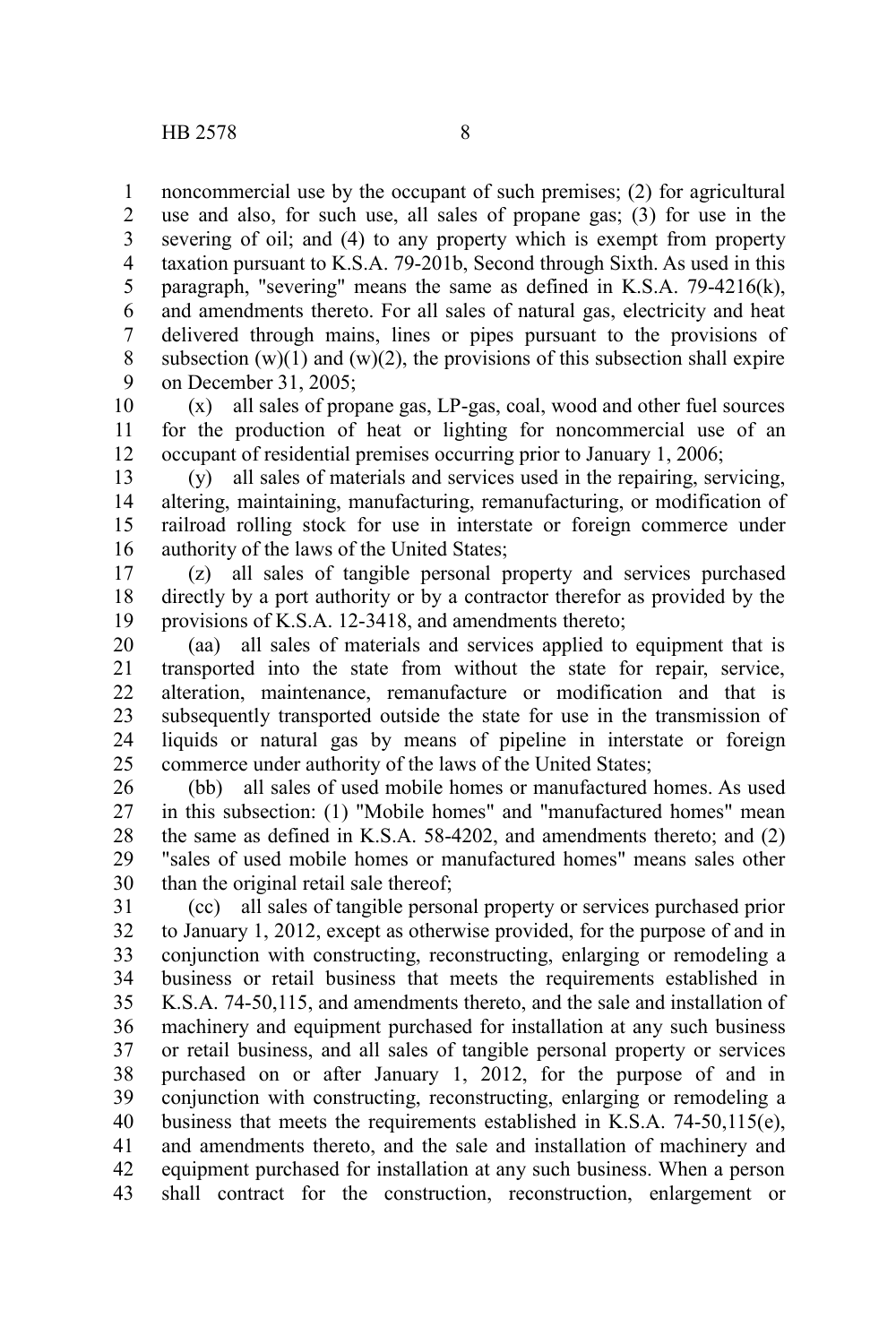noncommercial use by the occupant of such premises; (2) for agricultural use and also, for such use, all sales of propane gas; (3) for use in the severing of oil; and (4) to any property which is exempt from property taxation pursuant to K.S.A. 79-201b, Second through Sixth. As used in this paragraph, "severing" means the same as defined in K.S.A. 79-4216(k), and amendments thereto. For all sales of natural gas, electricity and heat delivered through mains, lines or pipes pursuant to the provisions of subsection (w)(1) and (w)(2), the provisions of this subsection shall expire on December 31, 2005;

(x) all sales of propane gas, LP-gas, coal, wood and other fuel sources for the production of heat or lighting for noncommercial use of an occupant of residential premises occurring prior to January 1, 2006;

(y) all sales of materials and services used in the repairing, servicing, altering, maintaining, manufacturing, remanufacturing, or modification of railroad rolling stock for use in interstate or foreign commerce under authority of the laws of the United States;

(z) all sales of tangible personal property and services purchased directly by a port authority or by a contractor therefor as provided by the provisions of K.S.A. 12-3418, and amendments thereto;

(aa) all sales of materials and services applied to equipment that is transported into the state from without the state for repair, service, alteration, maintenance, remanufacture or modification and that is subsequently transported outside the state for use in the transmission of liquids or natural gas by means of pipeline in interstate or foreign commerce under authority of the laws of the United States;

(bb) all sales of used mobile homes or manufactured homes. As used in this subsection: (1) "Mobile homes" and "manufactured homes" mean the same as defined in K.S.A. 58-4202, and amendments thereto; and (2) "sales of used mobile homes or manufactured homes" means sales other than the original retail sale thereof;

(cc) all sales of tangible personal property or services purchased prior to January 1, 2012, except as otherwise provided, for the purpose of and in conjunction with constructing, reconstructing, enlarging or remodeling a business or retail business that meets the requirements established in K.S.A. 74-50,115, and amendments thereto, and the sale and installation of machinery and equipment purchased for installation at any such business or retail business, and all sales of tangible personal property or services purchased on or after January 1, 2012, for the purpose of and in conjunction with constructing, reconstructing, enlarging or remodeling a business that meets the requirements established in K.S.A. 74-50,115(e), and amendments thereto, and the sale and installation of machinery and equipment purchased for installation at any such business. When a person shall contract for the construction, reconstruction, enlargement or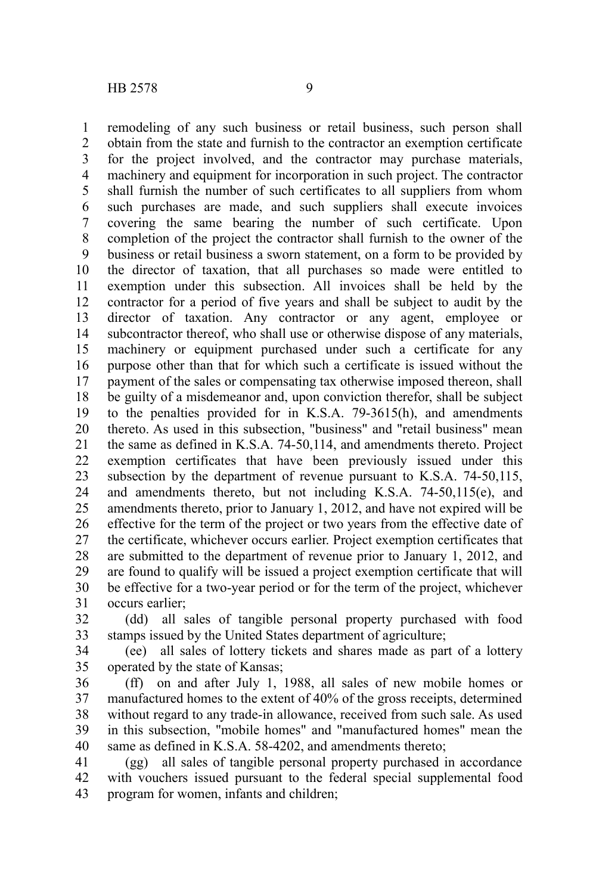remodeling of any such business or retail business, such person shall obtain from the state and furnish to the contractor an exemption certificate for the project involved, and the contractor may purchase materials, machinery and equipment for incorporation in such project. The contractor shall furnish the number of such certificates to all suppliers from whom such purchases are made, and such suppliers shall execute invoices covering the same bearing the number of such certificate. Upon completion of the project the contractor shall furnish to the owner of the business or retail business a sworn statement, on a form to be provided by the director of taxation, that all purchases so made were entitled to exemption under this subsection. All invoices shall be held by the contractor for a period of five years and shall be subject to audit by the director of taxation. Any contractor or any agent, employee or subcontractor thereof, who shall use or otherwise dispose of any materials, machinery or equipment purchased under such a certificate for any purpose other than that for which such a certificate is issued without the payment of the sales or compensating tax otherwise imposed thereon, shall be guilty of a misdemeanor and, upon conviction therefor, shall be subject to the penalties provided for in K.S.A. 79-3615(h), and amendments thereto. As used in this subsection, "business" and "retail business" mean the same as defined in K.S.A. 74-50,114, and amendments thereto. Project exemption certificates that have been previously issued under this subsection by the department of revenue pursuant to K.S.A. 74-50,115, and amendments thereto, but not including K.S.A. 74-50,115(e), and amendments thereto, prior to January 1, 2012, and have not expired will be effective for the term of the project or two years from the effective date of the certificate, whichever occurs earlier. Project exemption certificates that are submitted to the department of revenue prior to January 1, 2012, and are found to qualify will be issued a project exemption certificate that will be effective for a two-year period or for the term of the project, whichever occurs earlier;

(dd) all sales of tangible personal property purchased with food stamps issued by the United States department of agriculture;

(ee) all sales of lottery tickets and shares made as part of a lottery operated by the state of Kansas;

(ff) on and after July 1, 1988, all sales of new mobile homes or manufactured homes to the extent of 40% of the gross receipts, determined without regard to any trade-in allowance, received from such sale. As used in this subsection, "mobile homes" and "manufactured homes" mean the same as defined in K.S.A. 58-4202, and amendments thereto;

(gg) all sales of tangible personal property purchased in accordance with vouchers issued pursuant to the federal special supplemental food program for women, infants and children;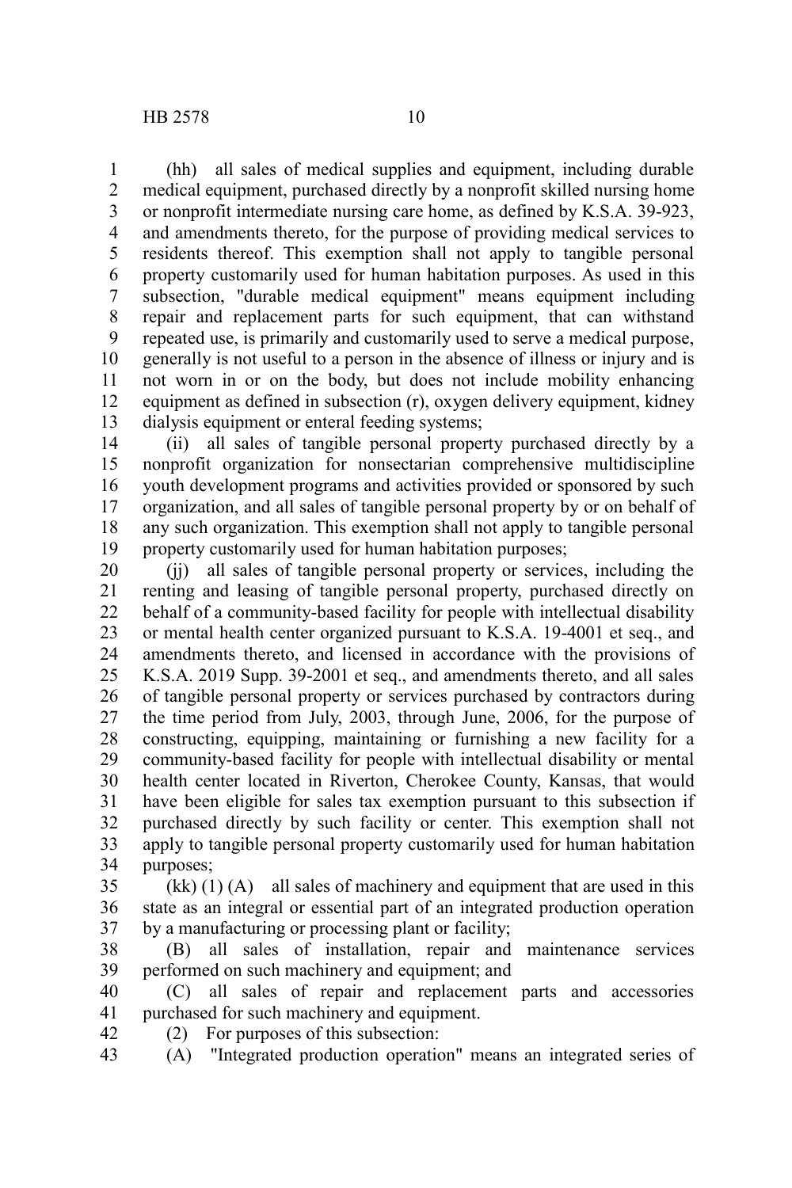(hh) all sales of medical supplies and equipment, including durable medical equipment, purchased directly by a nonprofit skilled nursing home or nonprofit intermediate nursing care home, as defined by K.S.A. 39-923, and amendments thereto, for the purpose of providing medical services to residents thereof. This exemption shall not apply to tangible personal property customarily used for human habitation purposes. As used in this subsection, "durable medical equipment" means equipment including repair and replacement parts for such equipment, that can withstand repeated use, is primarily and customarily used to serve a medical purpose, generally is not useful to a person in the absence of illness or injury and is not worn in or on the body, but does not include mobility enhancing equipment as defined in subsection (r), oxygen delivery equipment, kidney dialysis equipment or enteral feeding systems;

(ii) all sales of tangible personal property purchased directly by a nonprofit organization for nonsectarian comprehensive multidiscipline youth development programs and activities provided or sponsored by such organization, and all sales of tangible personal property by or on behalf of any such organization. This exemption shall not apply to tangible personal property customarily used for human habitation purposes;

(jj) all sales of tangible personal property or services, including the renting and leasing of tangible personal property, purchased directly on behalf of a community-based facility for people with intellectual disability or mental health center organized pursuant to K.S.A. 19-4001 et seq., and amendments thereto, and licensed in accordance with the provisions of K.S.A. 2019 Supp. 39-2001 et seq., and amendments thereto, and all sales of tangible personal property or services purchased by contractors during the time period from July, 2003, through June, 2006, for the purpose of constructing, equipping, maintaining or furnishing a new facility for a community-based facility for people with intellectual disability or mental health center located in Riverton, Cherokee County, Kansas, that would have been eligible for sales tax exemption pursuant to this subsection if purchased directly by such facility or center. This exemption shall not apply to tangible personal property customarily used for human habitation purposes;

(kk) (1) (A) all sales of machinery and equipment that are used in this state as an integral or essential part of an integrated production operation by a manufacturing or processing plant or facility;

(B) all sales of installation, repair and maintenance services performed on such machinery and equipment; and

(C) all sales of repair and replacement parts and accessories purchased for such machinery and equipment.

(2) For purposes of this subsection:

(A) "Integrated production operation" means an integrated series of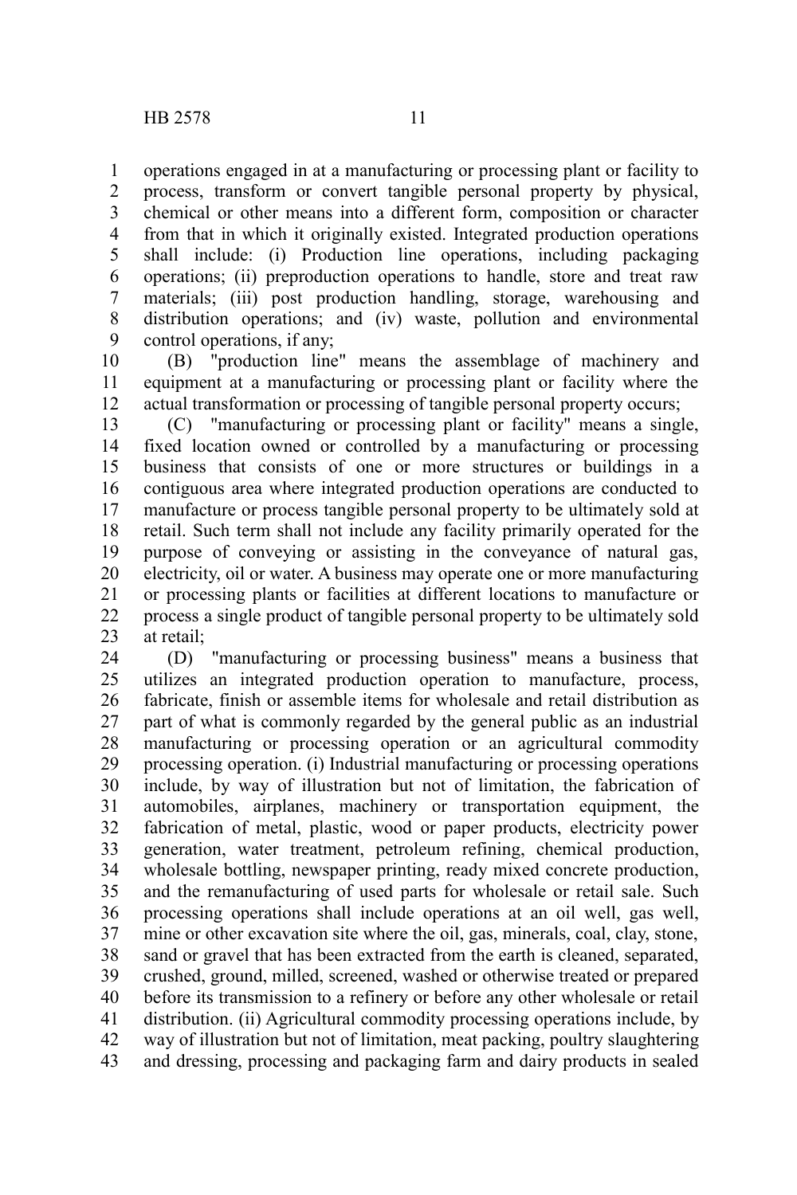operations engaged in at a manufacturing or processing plant or facility to process, transform or convert tangible personal property by physical, chemical or other means into a different form, composition or character from that in which it originally existed. Integrated production operations shall include: (i) Production line operations, including packaging operations; (ii) preproduction operations to handle, store and treat raw materials; (iii) post production handling, storage, warehousing and distribution operations; and (iv) waste, pollution and environmental control operations, if any;

(B) "production line" means the assemblage of machinery and equipment at a manufacturing or processing plant or facility where the actual transformation or processing of tangible personal property occurs;

(C) "manufacturing or processing plant or facility" means a single, fixed location owned or controlled by a manufacturing or processing business that consists of one or more structures or buildings in a contiguous area where integrated production operations are conducted to manufacture or process tangible personal property to be ultimately sold at retail. Such term shall not include any facility primarily operated for the purpose of conveying or assisting in the conveyance of natural gas, electricity, oil or water. A business may operate one or more manufacturing or processing plants or facilities at different locations to manufacture or process a single product of tangible personal property to be ultimately sold at retail;

(D) "manufacturing or processing business" means a business that utilizes an integrated production operation to manufacture, process, fabricate, finish or assemble items for wholesale and retail distribution as part of what is commonly regarded by the general public as an industrial manufacturing or processing operation or an agricultural commodity processing operation. (i) Industrial manufacturing or processing operations include, by way of illustration but not of limitation, the fabrication of automobiles, airplanes, machinery or transportation equipment, the fabrication of metal, plastic, wood or paper products, electricity power generation, water treatment, petroleum refining, chemical production, wholesale bottling, newspaper printing, ready mixed concrete production, and the remanufacturing of used parts for wholesale or retail sale. Such processing operations shall include operations at an oil well, gas well, mine or other excavation site where the oil, gas, minerals, coal, clay, stone, sand or gravel that has been extracted from the earth is cleaned, separated, crushed, ground, milled, screened, washed or otherwise treated or prepared before its transmission to a refinery or before any other wholesale or retail distribution. (ii) Agricultural commodity processing operations include, by way of illustration but not of limitation, meat packing, poultry slaughtering and dressing, processing and packaging farm and dairy products in sealed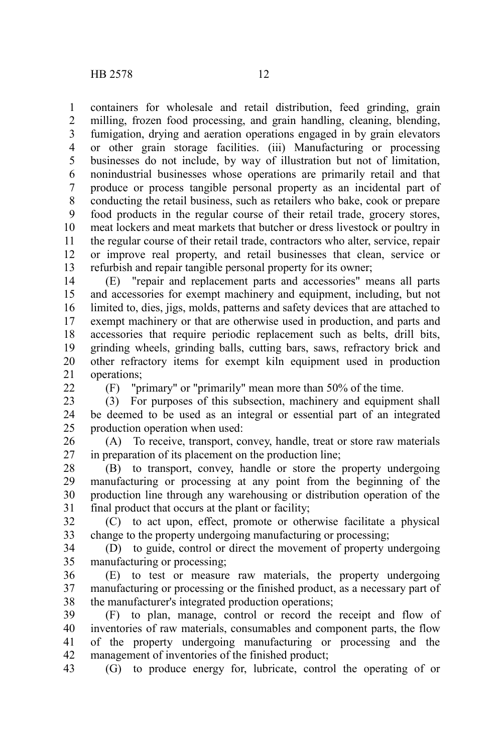containers for wholesale and retail distribution, feed grinding, grain milling, frozen food processing, and grain handling, cleaning, blending, fumigation, drying and aeration operations engaged in by grain elevators or other grain storage facilities. (iii) Manufacturing or processing businesses do not include, by way of illustration but not of limitation, nonindustrial businesses whose operations are primarily retail and that produce or process tangible personal property as an incidental part of conducting the retail business, such as retailers who bake, cook or prepare food products in the regular course of their retail trade, grocery stores, meat lockers and meat markets that butcher or dress livestock or poultry in the regular course of their retail trade, contractors who alter, service, repair or improve real property, and retail businesses that clean, service or refurbish and repair tangible personal property for its owner;

(E) "repair and replacement parts and accessories" means all parts and accessories for exempt machinery and equipment, including, but not limited to, dies, jigs, molds, patterns and safety devices that are attached to exempt machinery or that are otherwise used in production, and parts and accessories that require periodic replacement such as belts, drill bits, grinding wheels, grinding balls, cutting bars, saws, refractory brick and other refractory items for exempt kiln equipment used in production operations;

(F) "primary" or "primarily" mean more than 50% of the time.

(3) For purposes of this subsection, machinery and equipment shall be deemed to be used as an integral or essential part of an integrated production operation when used:

(A) To receive, transport, convey, handle, treat or store raw materials in preparation of its placement on the production line;

(B) to transport, convey, handle or store the property undergoing manufacturing or processing at any point from the beginning of the production line through any warehousing or distribution operation of the final product that occurs at the plant or facility;

(C) to act upon, effect, promote or otherwise facilitate a physical change to the property undergoing manufacturing or processing;

(D) to guide, control or direct the movement of property undergoing manufacturing or processing;

(E) to test or measure raw materials, the property undergoing manufacturing or processing or the finished product, as a necessary part of the manufacturer's integrated production operations;

(F) to plan, manage, control or record the receipt and flow of inventories of raw materials, consumables and component parts, the flow of the property undergoing manufacturing or processing and the management of inventories of the finished product;

(G) to produce energy for, lubricate, control the operating of or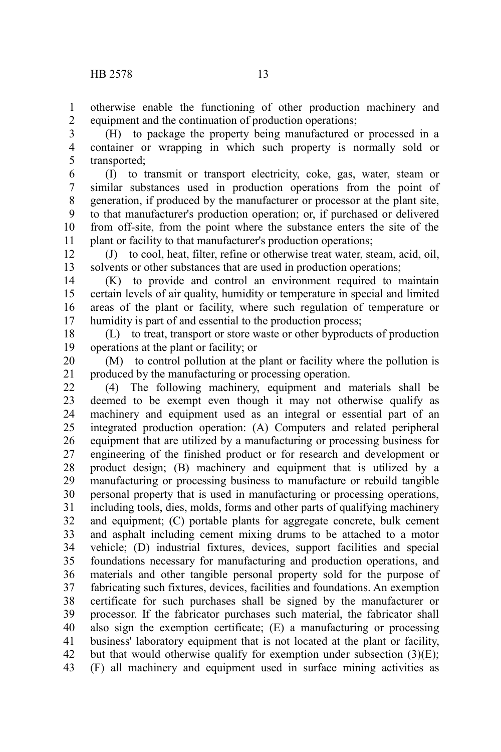otherwise enable the functioning of other production machinery and equipment and the continuation of production operations;

(H) to package the property being manufactured or processed in a container or wrapping in which such property is normally sold or transported;

(I) to transmit or transport electricity, coke, gas, water, steam or similar substances used in production operations from the point of generation, if produced by the manufacturer or processor at the plant site, to that manufacturer's production operation; or, if purchased or delivered from off-site, from the point where the substance enters the site of the plant or facility to that manufacturer's production operations;

(J) to cool, heat, filter, refine or otherwise treat water, steam, acid, oil, solvents or other substances that are used in production operations;

(K) to provide and control an environment required to maintain certain levels of air quality, humidity or temperature in special and limited areas of the plant or facility, where such regulation of temperature or humidity is part of and essential to the production process;

(L) to treat, transport or store waste or other byproducts of production operations at the plant or facility; or

(M) to control pollution at the plant or facility where the pollution is produced by the manufacturing or processing operation.

(4) The following machinery, equipment and materials shall be deemed to be exempt even though it may not otherwise qualify as machinery and equipment used as an integral or essential part of an integrated production operation: (A) Computers and related peripheral equipment that are utilized by a manufacturing or processing business for engineering of the finished product or for research and development or product design; (B) machinery and equipment that is utilized by a manufacturing or processing business to manufacture or rebuild tangible personal property that is used in manufacturing or processing operations, including tools, dies, molds, forms and other parts of qualifying machinery and equipment; (C) portable plants for aggregate concrete, bulk cement and asphalt including cement mixing drums to be attached to a motor vehicle; (D) industrial fixtures, devices, support facilities and special foundations necessary for manufacturing and production operations, and materials and other tangible personal property sold for the purpose of fabricating such fixtures, devices, facilities and foundations. An exemption certificate for such purchases shall be signed by the manufacturer or processor. If the fabricator purchases such material, the fabricator shall also sign the exemption certificate; (E) a manufacturing or processing business' laboratory equipment that is not located at the plant or facility, but that would otherwise qualify for exemption under subsection (3)(E); (F) all machinery and equipment used in surface mining activities as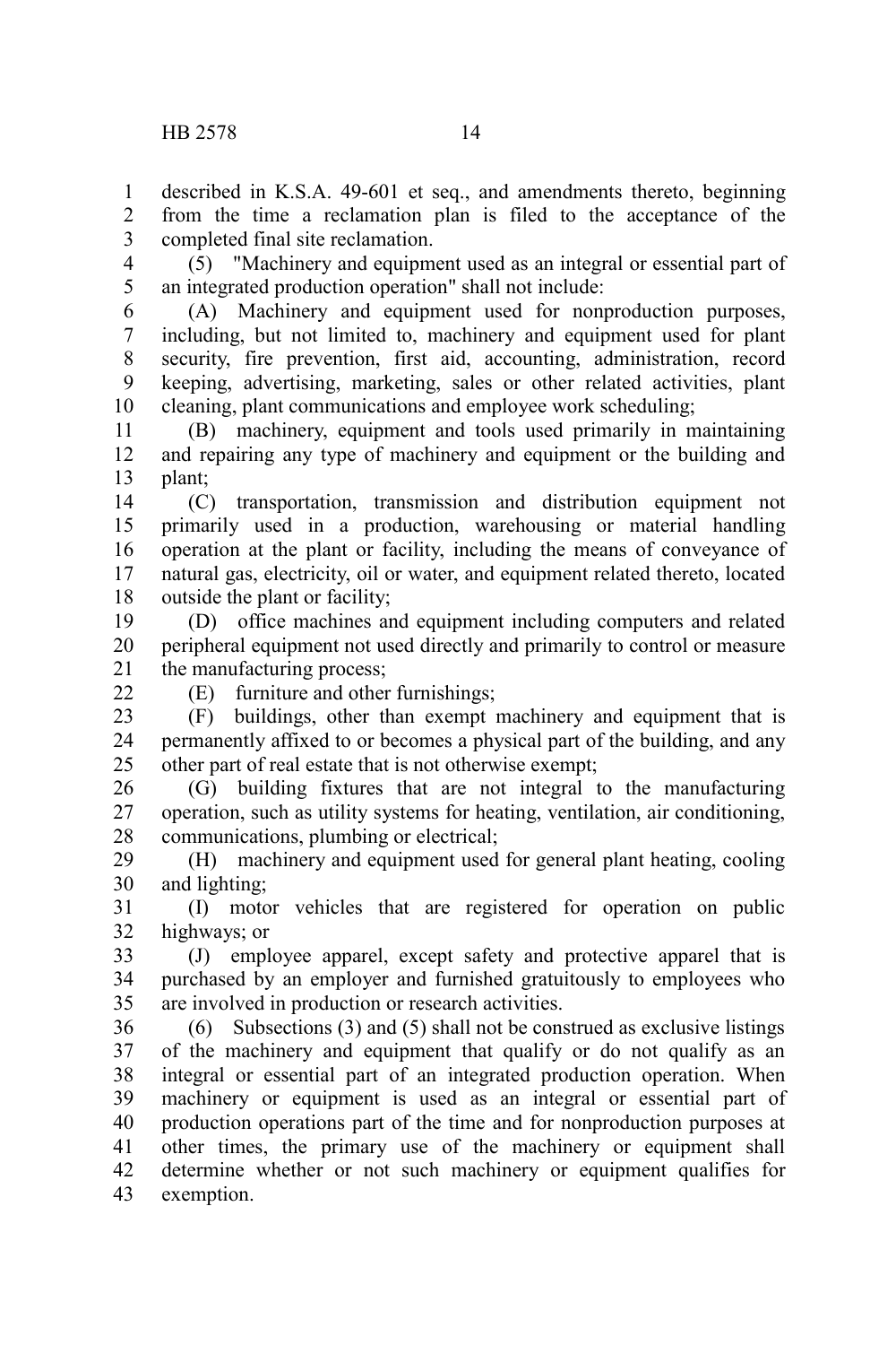described in K.S.A. 49-601 et seq., and amendments thereto, beginning from the time a reclamation plan is filed to the acceptance of the completed final site reclamation.

(5) "Machinery and equipment used as an integral or essential part of an integrated production operation" shall not include:

(A) Machinery and equipment used for nonproduction purposes, including, but not limited to, machinery and equipment used for plant security, fire prevention, first aid, accounting, administration, record keeping, advertising, marketing, sales or other related activities, plant cleaning, plant communications and employee work scheduling;

(B) machinery, equipment and tools used primarily in maintaining and repairing any type of machinery and equipment or the building and plant;

(C) transportation, transmission and distribution equipment not primarily used in a production, warehousing or material handling operation at the plant or facility, including the means of conveyance of natural gas, electricity, oil or water, and equipment related thereto, located outside the plant or facility;

(D) office machines and equipment including computers and related peripheral equipment not used directly and primarily to control or measure the manufacturing process;

(E) furniture and other furnishings;

(F) buildings, other than exempt machinery and equipment that is permanently affixed to or becomes a physical part of the building, and any other part of real estate that is not otherwise exempt;

(G) building fixtures that are not integral to the manufacturing operation, such as utility systems for heating, ventilation, air conditioning, communications, plumbing or electrical;

(H) machinery and equipment used for general plant heating, cooling and lighting;

(I) motor vehicles that are registered for operation on public highways; or

(J) employee apparel, except safety and protective apparel that is purchased by an employer and furnished gratuitously to employees who are involved in production or research activities.

(6) Subsections (3) and (5) shall not be construed as exclusive listings of the machinery and equipment that qualify or do not qualify as an integral or essential part of an integrated production operation. When machinery or equipment is used as an integral or essential part of production operations part of the time and for nonproduction purposes at other times, the primary use of the machinery or equipment shall determine whether or not such machinery or equipment qualifies for exemption.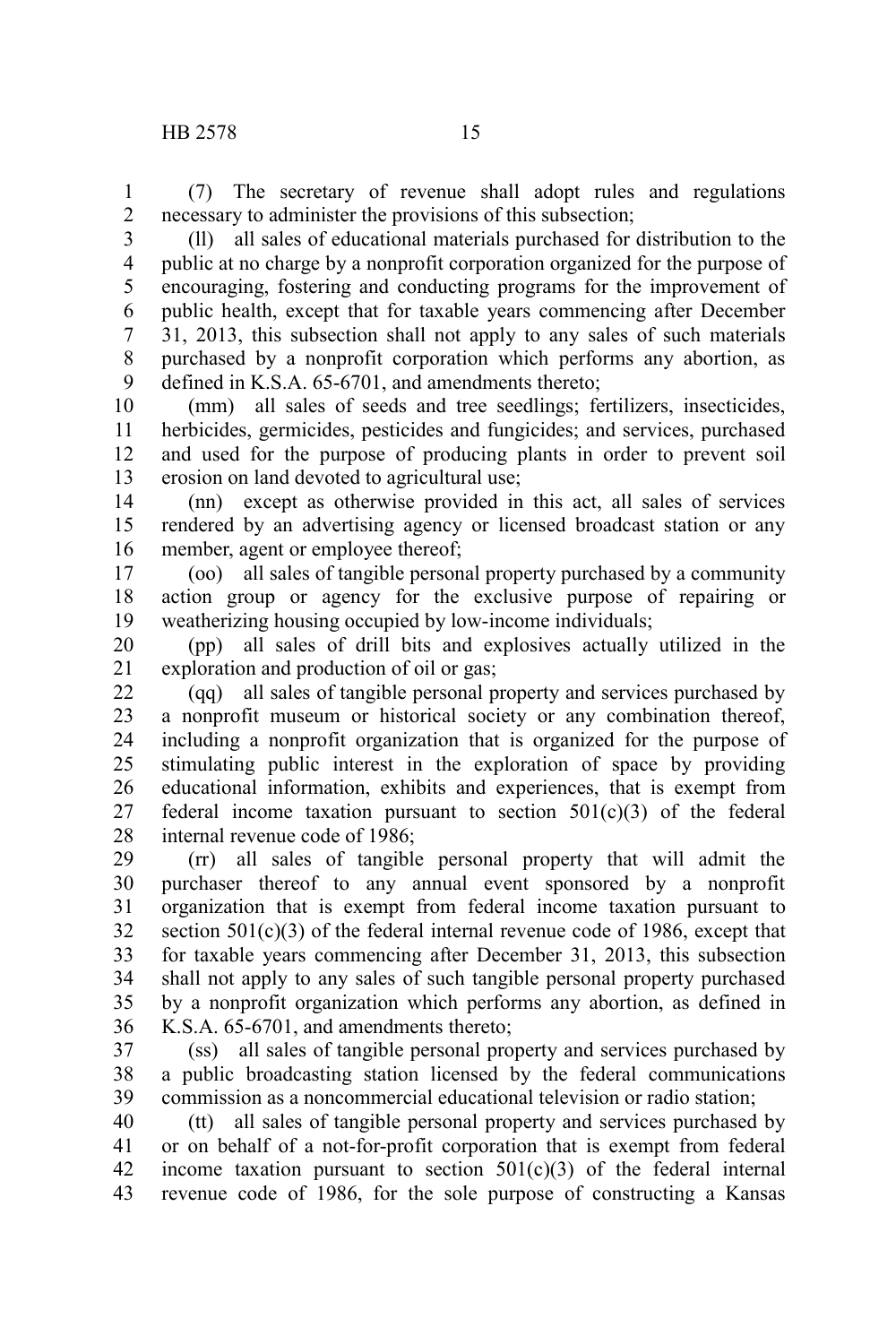(7) The secretary of revenue shall adopt rules and regulations necessary to administer the provisions of this subsection;

(ll) all sales of educational materials purchased for distribution to the public at no charge by a nonprofit corporation organized for the purpose of encouraging, fostering and conducting programs for the improvement of public health, except that for taxable years commencing after December 31, 2013, this subsection shall not apply to any sales of such materials purchased by a nonprofit corporation which performs any abortion, as defined in K.S.A. 65-6701, and amendments thereto;

(mm) all sales of seeds and tree seedlings; fertilizers, insecticides, herbicides, germicides, pesticides and fungicides; and services, purchased and used for the purpose of producing plants in order to prevent soil erosion on land devoted to agricultural use;

(nn) except as otherwise provided in this act, all sales of services rendered by an advertising agency or licensed broadcast station or any member, agent or employee thereof;

(oo) all sales of tangible personal property purchased by a community action group or agency for the exclusive purpose of repairing or weatherizing housing occupied by low-income individuals;

(pp) all sales of drill bits and explosives actually utilized in the exploration and production of oil or gas;

(qq) all sales of tangible personal property and services purchased by a nonprofit museum or historical society or any combination thereof, including a nonprofit organization that is organized for the purpose of stimulating public interest in the exploration of space by providing educational information, exhibits and experiences, that is exempt from federal income taxation pursuant to section 501(c)(3) of the federal internal revenue code of 1986;

(rr) all sales of tangible personal property that will admit the purchaser thereof to any annual event sponsored by a nonprofit organization that is exempt from federal income taxation pursuant to section 501(c)(3) of the federal internal revenue code of 1986, except that for taxable years commencing after December 31, 2013, this subsection shall not apply to any sales of such tangible personal property purchased by a nonprofit organization which performs any abortion, as defined in K.S.A. 65-6701, and amendments thereto;

(ss) all sales of tangible personal property and services purchased by a public broadcasting station licensed by the federal communications commission as a noncommercial educational television or radio station;

(tt) all sales of tangible personal property and services purchased by or on behalf of a not-for-profit corporation that is exempt from federal income taxation pursuant to section 501(c)(3) of the federal internal revenue code of 1986, for the sole purpose of constructing a Kansas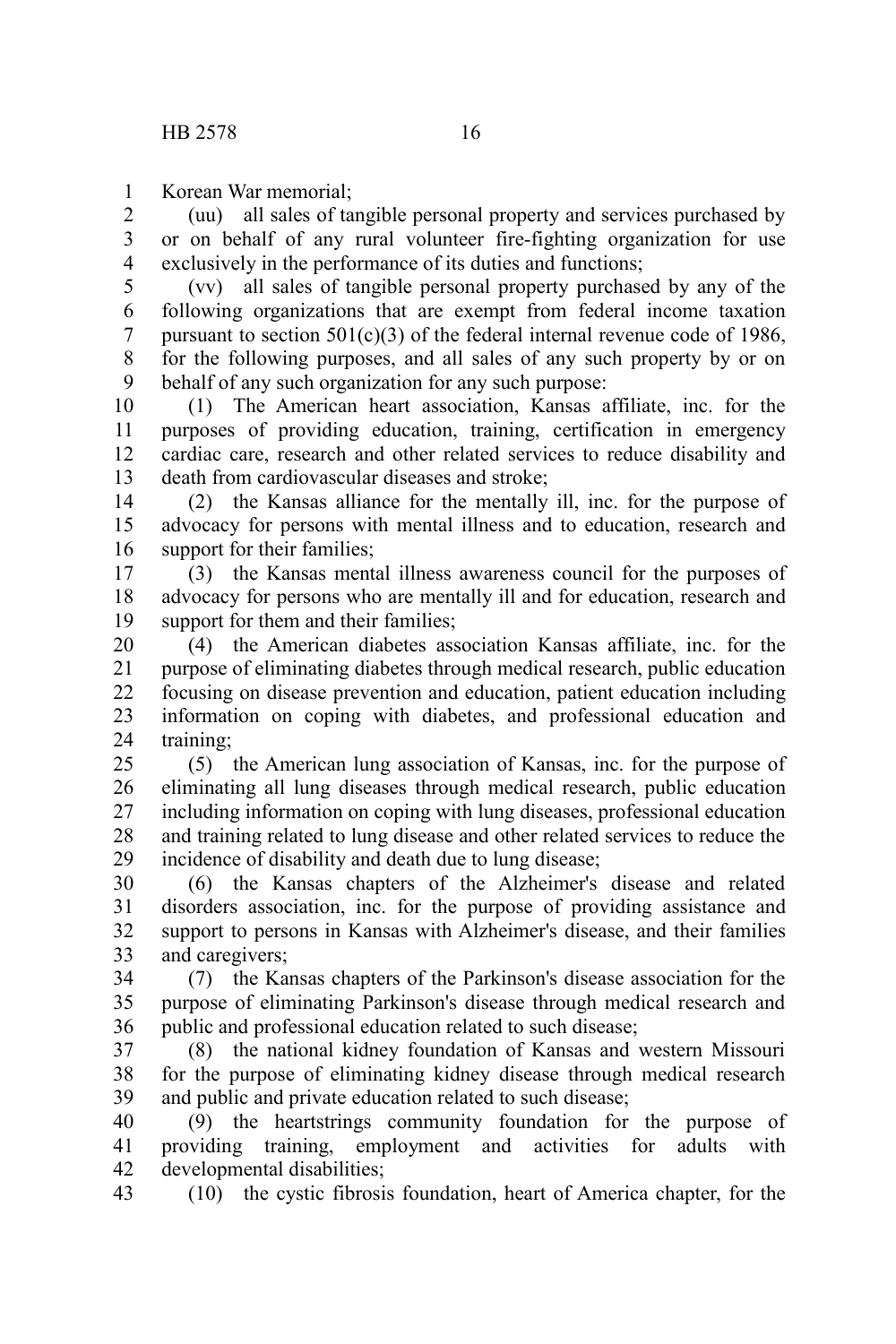Korean War memorial;

(uu) all sales of tangible personal property and services purchased by or on behalf of any rural volunteer fire-fighting organization for use exclusively in the performance of its duties and functions;

(vv) all sales of tangible personal property purchased by any of the following organizations that are exempt from federal income taxation pursuant to section 501(c)(3) of the federal internal revenue code of 1986, for the following purposes, and all sales of any such property by or on behalf of any such organization for any such purpose:

(1) The American heart association, Kansas affiliate, inc. for the purposes of providing education, training, certification in emergency cardiac care, research and other related services to reduce disability and death from cardiovascular diseases and stroke;

(2) the Kansas alliance for the mentally ill, inc. for the purpose of advocacy for persons with mental illness and to education, research and support for their families;

(3) the Kansas mental illness awareness council for the purposes of advocacy for persons who are mentally ill and for education, research and support for them and their families;

(4) the American diabetes association Kansas affiliate, inc. for the purpose of eliminating diabetes through medical research, public education focusing on disease prevention and education, patient education including information on coping with diabetes, and professional education and training;

(5) the American lung association of Kansas, inc. for the purpose of eliminating all lung diseases through medical research, public education including information on coping with lung diseases, professional education and training related to lung disease and other related services to reduce the incidence of disability and death due to lung disease;

(6) the Kansas chapters of the Alzheimer's disease and related disorders association, inc. for the purpose of providing assistance and support to persons in Kansas with Alzheimer's disease, and their families and caregivers;

(7) the Kansas chapters of the Parkinson's disease association for the purpose of eliminating Parkinson's disease through medical research and public and professional education related to such disease;

(8) the national kidney foundation of Kansas and western Missouri for the purpose of eliminating kidney disease through medical research and public and private education related to such disease;

(9) the heartstrings community foundation for the purpose of providing training, employment and activities for adults with developmental disabilities;

(10) the cystic fibrosis foundation, heart of America chapter, for the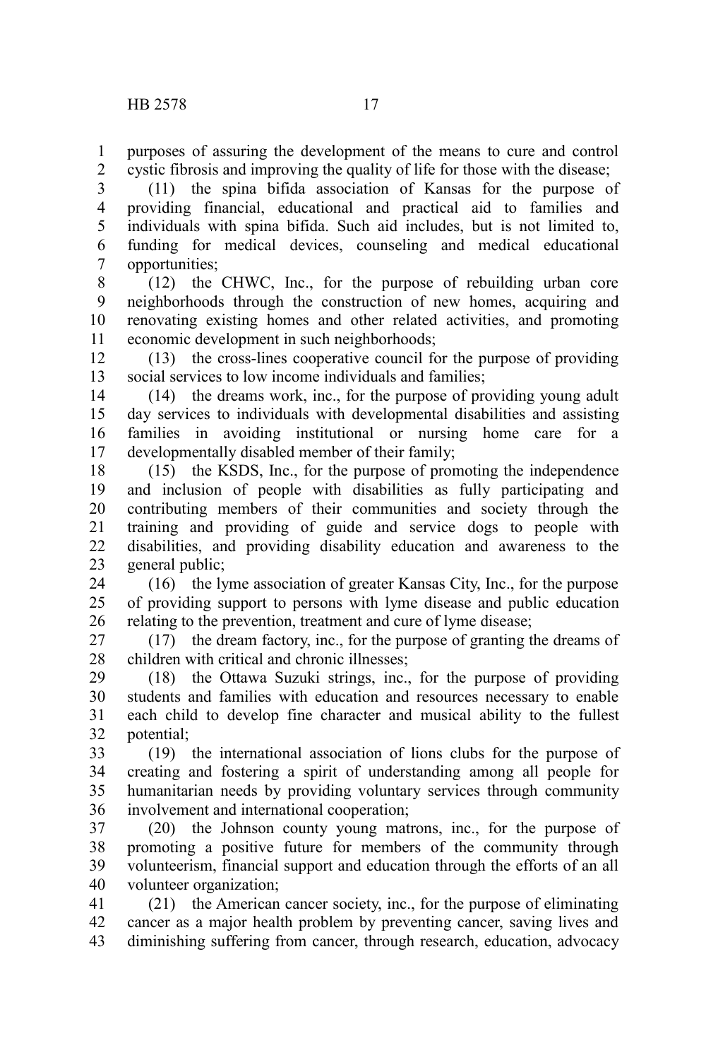purposes of assuring the development of the means to cure and control cystic fibrosis and improving the quality of life for those with the disease;

(11) the spina bifida association of Kansas for the purpose of providing financial, educational and practical aid to families and individuals with spina bifida. Such aid includes, but is not limited to, funding for medical devices, counseling and medical educational opportunities;

(12) the CHWC, Inc., for the purpose of rebuilding urban core neighborhoods through the construction of new homes, acquiring and renovating existing homes and other related activities, and promoting economic development in such neighborhoods;

(13) the cross-lines cooperative council for the purpose of providing social services to low income individuals and families;

(14) the dreams work, inc., for the purpose of providing young adult day services to individuals with developmental disabilities and assisting families in avoiding institutional or nursing home care for a developmentally disabled member of their family;

(15) the KSDS, Inc., for the purpose of promoting the independence and inclusion of people with disabilities as fully participating and contributing members of their communities and society through the training and providing of guide and service dogs to people with disabilities, and providing disability education and awareness to the general public;

(16) the lyme association of greater Kansas City, Inc., for the purpose of providing support to persons with lyme disease and public education relating to the prevention, treatment and cure of lyme disease;

(17) the dream factory, inc., for the purpose of granting the dreams of children with critical and chronic illnesses;

(18) the Ottawa Suzuki strings, inc., for the purpose of providing students and families with education and resources necessary to enable each child to develop fine character and musical ability to the fullest potential;

(19) the international association of lions clubs for the purpose of creating and fostering a spirit of understanding among all people for humanitarian needs by providing voluntary services through community involvement and international cooperation;

(20) the Johnson county young matrons, inc., for the purpose of promoting a positive future for members of the community through volunteerism, financial support and education through the efforts of an all volunteer organization;

(21) the American cancer society, inc., for the purpose of eliminating cancer as a major health problem by preventing cancer, saving lives and diminishing suffering from cancer, through research, education, advocacy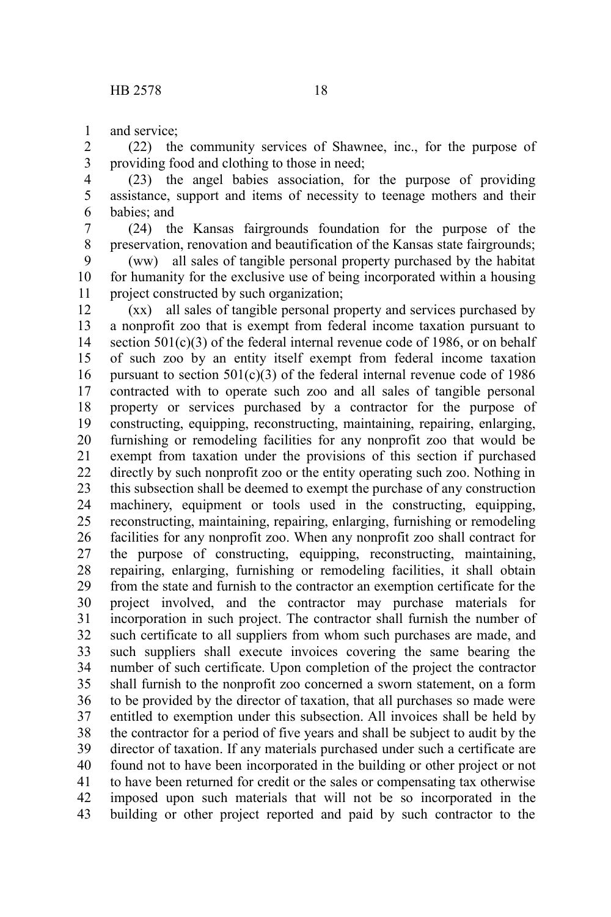and service;

(22) the community services of Shawnee, inc., for the purpose of providing food and clothing to those in need;

(23) the angel babies association, for the purpose of providing assistance, support and items of necessity to teenage mothers and their babies; and

(24) the Kansas fairgrounds foundation for the purpose of the preservation, renovation and beautification of the Kansas state fairgrounds;

(ww) all sales of tangible personal property purchased by the habitat for humanity for the exclusive use of being incorporated within a housing project constructed by such organization;

(xx) all sales of tangible personal property and services purchased by a nonprofit zoo that is exempt from federal income taxation pursuant to section 501(c)(3) of the federal internal revenue code of 1986, or on behalf of such zoo by an entity itself exempt from federal income taxation pursuant to section 501(c)(3) of the federal internal revenue code of 1986 contracted with to operate such zoo and all sales of tangible personal property or services purchased by a contractor for the purpose of constructing, equipping, reconstructing, maintaining, repairing, enlarging, furnishing or remodeling facilities for any nonprofit zoo that would be exempt from taxation under the provisions of this section if purchased directly by such nonprofit zoo or the entity operating such zoo. Nothing in this subsection shall be deemed to exempt the purchase of any construction machinery, equipment or tools used in the constructing, equipping, reconstructing, maintaining, repairing, enlarging, furnishing or remodeling facilities for any nonprofit zoo. When any nonprofit zoo shall contract for the purpose of constructing, equipping, reconstructing, maintaining, repairing, enlarging, furnishing or remodeling facilities, it shall obtain from the state and furnish to the contractor an exemption certificate for the project involved, and the contractor may purchase materials for incorporation in such project. The contractor shall furnish the number of such certificate to all suppliers from whom such purchases are made, and such suppliers shall execute invoices covering the same bearing the number of such certificate. Upon completion of the project the contractor shall furnish to the nonprofit zoo concerned a sworn statement, on a form to be provided by the director of taxation, that all purchases so made were entitled to exemption under this subsection. All invoices shall be held by the contractor for a period of five years and shall be subject to audit by the director of taxation. If any materials purchased under such a certificate are found not to have been incorporated in the building or other project or not to have been returned for credit or the sales or compensating tax otherwise imposed upon such materials that will not be so incorporated in the building or other project reported and paid by such contractor to the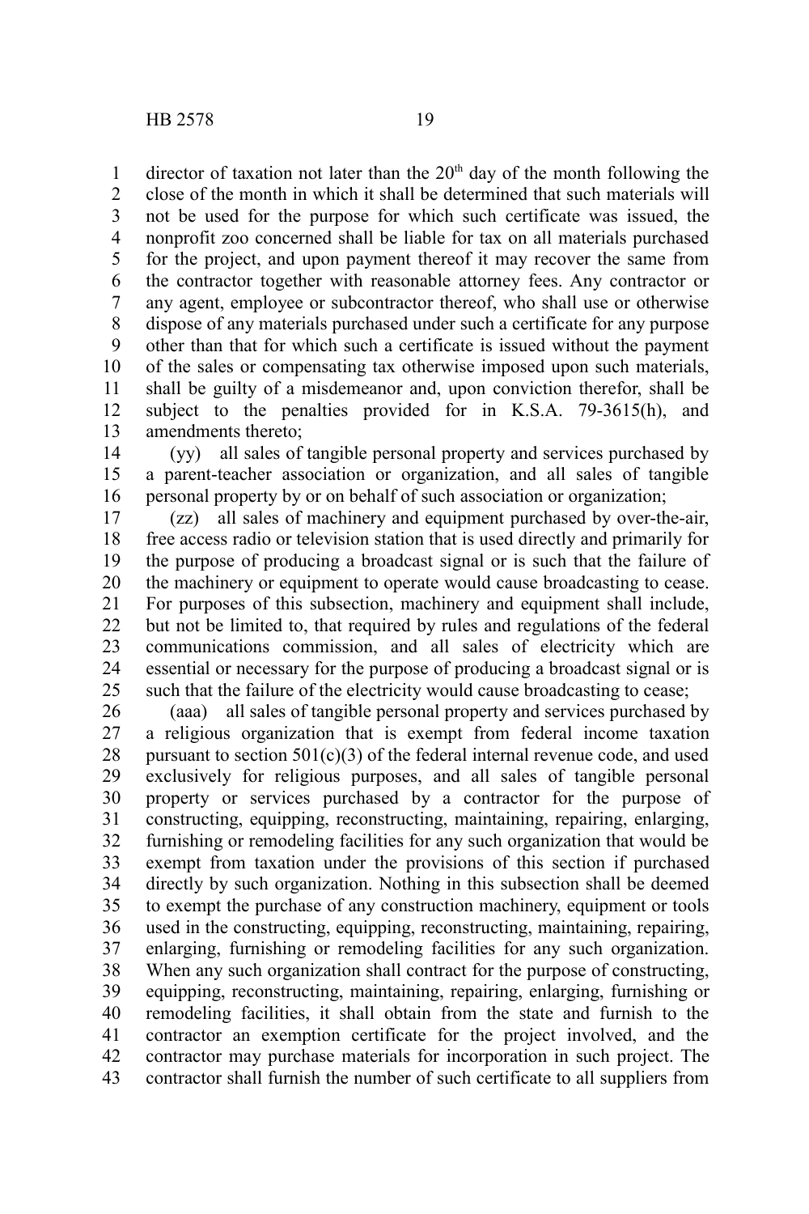director of taxation not later than the 20th day of the month following the close of the month in which it shall be determined that such materials will not be used for the purpose for which such certificate was issued, the nonprofit zoo concerned shall be liable for tax on all materials purchased for the project, and upon payment thereof it may recover the same from the contractor together with reasonable attorney fees. Any contractor or any agent, employee or subcontractor thereof, who shall use or otherwise dispose of any materials purchased under such a certificate for any purpose other than that for which such a certificate is issued without the payment of the sales or compensating tax otherwise imposed upon such materials, shall be guilty of a misdemeanor and, upon conviction therefor, shall be subject to the penalties provided for in K.S.A. 79-3615(h), and amendments thereto;

(yy) all sales of tangible personal property and services purchased by a parent-teacher association or organization, and all sales of tangible personal property by or on behalf of such association or organization;

(zz) all sales of machinery and equipment purchased by over-the-air, free access radio or television station that is used directly and primarily for the purpose of producing a broadcast signal or is such that the failure of the machinery or equipment to operate would cause broadcasting to cease. For purposes of this subsection, machinery and equipment shall include, but not be limited to, that required by rules and regulations of the federal communications commission, and all sales of electricity which are essential or necessary for the purpose of producing a broadcast signal or is such that the failure of the electricity would cause broadcasting to cease;

(aaa) all sales of tangible personal property and services purchased by a religious organization that is exempt from federal income taxation pursuant to section 501(c)(3) of the federal internal revenue code, and used exclusively for religious purposes, and all sales of tangible personal property or services purchased by a contractor for the purpose of constructing, equipping, reconstructing, maintaining, repairing, enlarging, furnishing or remodeling facilities for any such organization that would be exempt from taxation under the provisions of this section if purchased directly by such organization. Nothing in this subsection shall be deemed to exempt the purchase of any construction machinery, equipment or tools used in the constructing, equipping, reconstructing, maintaining, repairing, enlarging, furnishing or remodeling facilities for any such organization. When any such organization shall contract for the purpose of constructing, equipping, reconstructing, maintaining, repairing, enlarging, furnishing or remodeling facilities, it shall obtain from the state and furnish to the contractor an exemption certificate for the project involved, and the contractor may purchase materials for incorporation in such project. The contractor shall furnish the number of such certificate to all suppliers from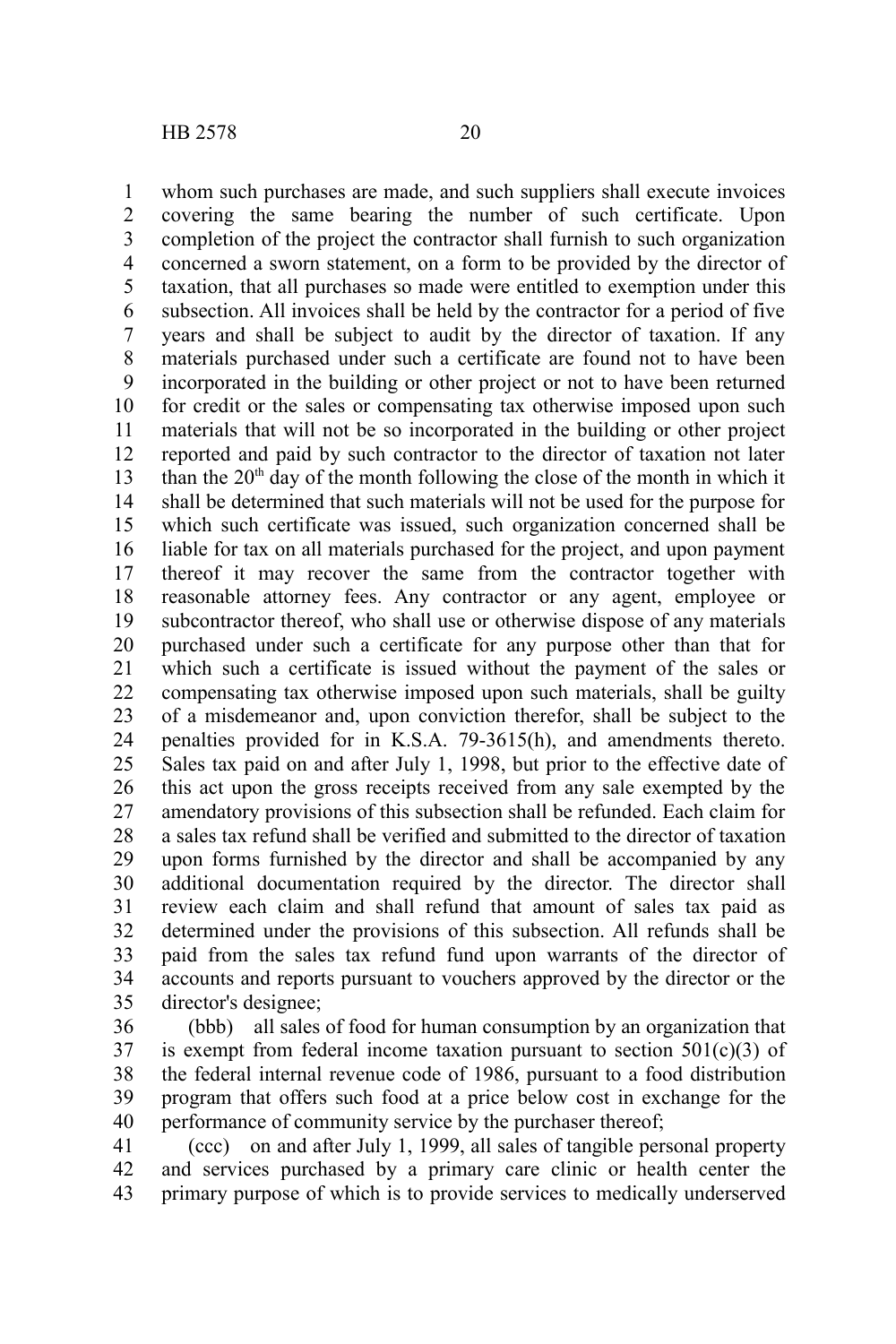whom such purchases are made, and such suppliers shall execute invoices covering the same bearing the number of such certificate. Upon completion of the project the contractor shall furnish to such organization concerned a sworn statement, on a form to be provided by the director of taxation, that all purchases so made were entitled to exemption under this subsection. All invoices shall be held by the contractor for a period of five years and shall be subject to audit by the director of taxation. If any materials purchased under such a certificate are found not to have been incorporated in the building or other project or not to have been returned for credit or the sales or compensating tax otherwise imposed upon such materials that will not be so incorporated in the building or other project reported and paid by such contractor to the director of taxation not later than the 20th day of the month following the close of the month in which it shall be determined that such materials will not be used for the purpose for which such certificate was issued, such organization concerned shall be liable for tax on all materials purchased for the project, and upon payment thereof it may recover the same from the contractor together with reasonable attorney fees. Any contractor or any agent, employee or subcontractor thereof, who shall use or otherwise dispose of any materials purchased under such a certificate for any purpose other than that for which such a certificate is issued without the payment of the sales or compensating tax otherwise imposed upon such materials, shall be guilty of a misdemeanor and, upon conviction therefor, shall be subject to the penalties provided for in K.S.A. 79-3615(h), and amendments thereto. Sales tax paid on and after July 1, 1998, but prior to the effective date of this act upon the gross receipts received from any sale exempted by the amendatory provisions of this subsection shall be refunded. Each claim for a sales tax refund shall be verified and submitted to the director of taxation upon forms furnished by the director and shall be accompanied by any additional documentation required by the director. The director shall review each claim and shall refund that amount of sales tax paid as determined under the provisions of this subsection. All refunds shall be paid from the sales tax refund fund upon warrants of the director of accounts and reports pursuant to vouchers approved by the director or the director's designee;

(bbb) all sales of food for human consumption by an organization that is exempt from federal income taxation pursuant to section 501(c)(3) of the federal internal revenue code of 1986, pursuant to a food distribution program that offers such food at a price below cost in exchange for the performance of community service by the purchaser thereof;

(ccc) on and after July 1, 1999, all sales of tangible personal property and services purchased by a primary care clinic or health center the primary purpose of which is to provide services to medically underserved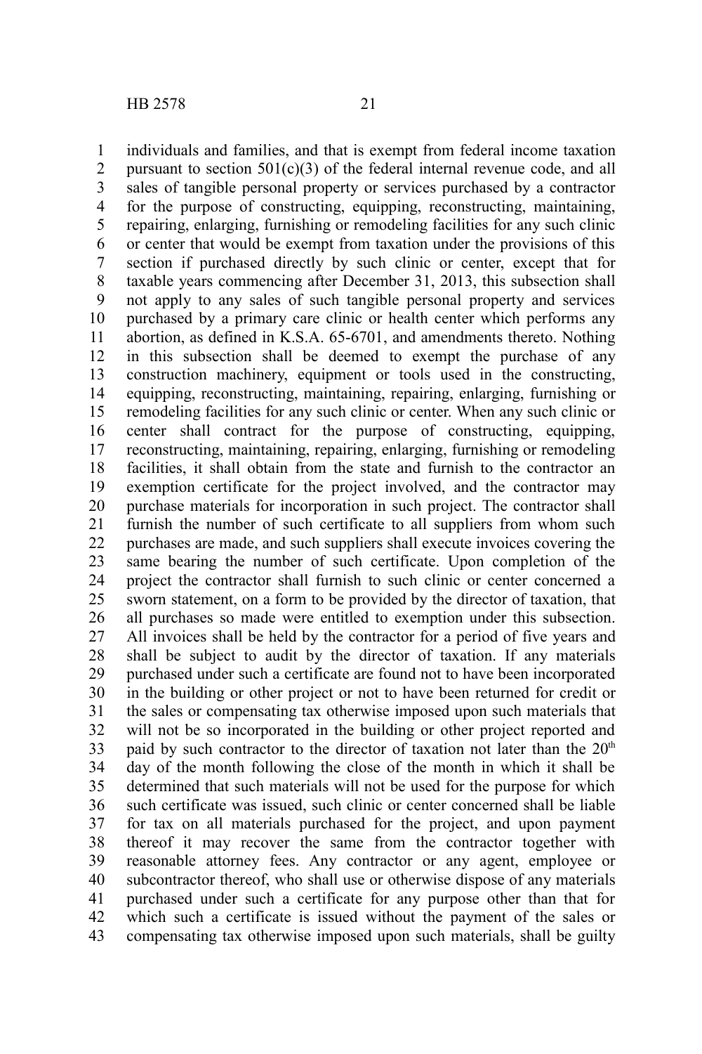individuals and families, and that is exempt from federal income taxation pursuant to section 501(c)(3) of the federal internal revenue code, and all sales of tangible personal property or services purchased by a contractor for the purpose of constructing, equipping, reconstructing, maintaining, repairing, enlarging, furnishing or remodeling facilities for any such clinic or center that would be exempt from taxation under the provisions of this section if purchased directly by such clinic or center, except that for taxable years commencing after December 31, 2013, this subsection shall not apply to any sales of such tangible personal property and services purchased by a primary care clinic or health center which performs any abortion, as defined in K.S.A. 65-6701, and amendments thereto. Nothing in this subsection shall be deemed to exempt the purchase of any construction machinery, equipment or tools used in the constructing, equipping, reconstructing, maintaining, repairing, enlarging, furnishing or remodeling facilities for any such clinic or center. When any such clinic or center shall contract for the purpose of constructing, equipping, reconstructing, maintaining, repairing, enlarging, furnishing or remodeling facilities, it shall obtain from the state and furnish to the contractor an exemption certificate for the project involved, and the contractor may purchase materials for incorporation in such project. The contractor shall furnish the number of such certificate to all suppliers from whom such purchases are made, and such suppliers shall execute invoices covering the same bearing the number of such certificate. Upon completion of the project the contractor shall furnish to such clinic or center concerned a sworn statement, on a form to be provided by the director of taxation, that all purchases so made were entitled to exemption under this subsection. All invoices shall be held by the contractor for a period of five years and shall be subject to audit by the director of taxation. If any materials purchased under such a certificate are found not to have been incorporated in the building or other project or not to have been returned for credit or the sales or compensating tax otherwise imposed upon such materials that will not be so incorporated in the building or other project reported and paid by such contractor to the director of taxation not later than the 20th day of the month following the close of the month in which it shall be determined that such materials will not be used for the purpose for which such certificate was issued, such clinic or center concerned shall be liable for tax on all materials purchased for the project, and upon payment thereof it may recover the same from the contractor together with reasonable attorney fees. Any contractor or any agent, employee or subcontractor thereof, who shall use or otherwise dispose of any materials purchased under such a certificate for any purpose other than that for which such a certificate is issued without the payment of the sales or compensating tax otherwise imposed upon such materials, shall be guilty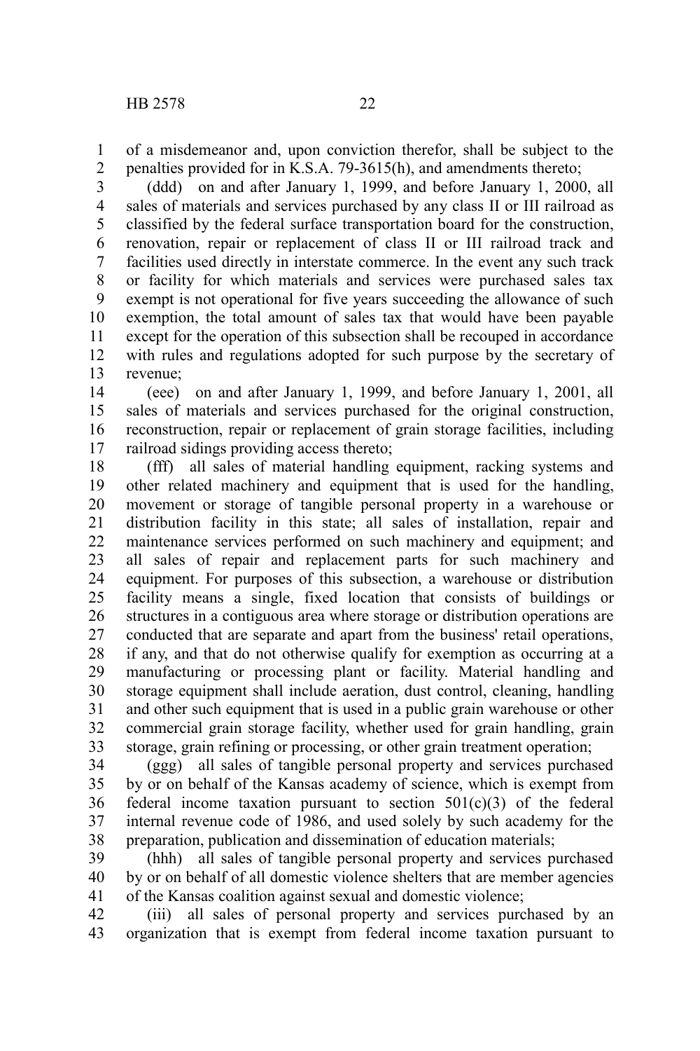of a misdemeanor and, upon conviction therefor, shall be subject to the penalties provided for in K.S.A. 79-3615(h), and amendments thereto;

(ddd) on and after January 1, 1999, and before January 1, 2000, all sales of materials and services purchased by any class II or III railroad as classified by the federal surface transportation board for the construction, renovation, repair or replacement of class II or III railroad track and facilities used directly in interstate commerce. In the event any such track or facility for which materials and services were purchased sales tax exempt is not operational for five years succeeding the allowance of such exemption, the total amount of sales tax that would have been payable except for the operation of this subsection shall be recouped in accordance with rules and regulations adopted for such purpose by the secretary of revenue;

(eee) on and after January 1, 1999, and before January 1, 2001, all sales of materials and services purchased for the original construction, reconstruction, repair or replacement of grain storage facilities, including railroad sidings providing access thereto;

(fff) all sales of material handling equipment, racking systems and other related machinery and equipment that is used for the handling, movement or storage of tangible personal property in a warehouse or distribution facility in this state; all sales of installation, repair and maintenance services performed on such machinery and equipment; and all sales of repair and replacement parts for such machinery and equipment. For purposes of this subsection, a warehouse or distribution facility means a single, fixed location that consists of buildings or structures in a contiguous area where storage or distribution operations are conducted that are separate and apart from the business' retail operations, if any, and that do not otherwise qualify for exemption as occurring at a manufacturing or processing plant or facility. Material handling and storage equipment shall include aeration, dust control, cleaning, handling and other such equipment that is used in a public grain warehouse or other commercial grain storage facility, whether used for grain handling, grain storage, grain refining or processing, or other grain treatment operation;

(ggg) all sales of tangible personal property and services purchased by or on behalf of the Kansas academy of science, which is exempt from federal income taxation pursuant to section 501(c)(3) of the federal internal revenue code of 1986, and used solely by such academy for the preparation, publication and dissemination of education materials;

(hhh) all sales of tangible personal property and services purchased by or on behalf of all domestic violence shelters that are member agencies of the Kansas coalition against sexual and domestic violence;

(iii) all sales of personal property and services purchased by an organization that is exempt from federal income taxation pursuant to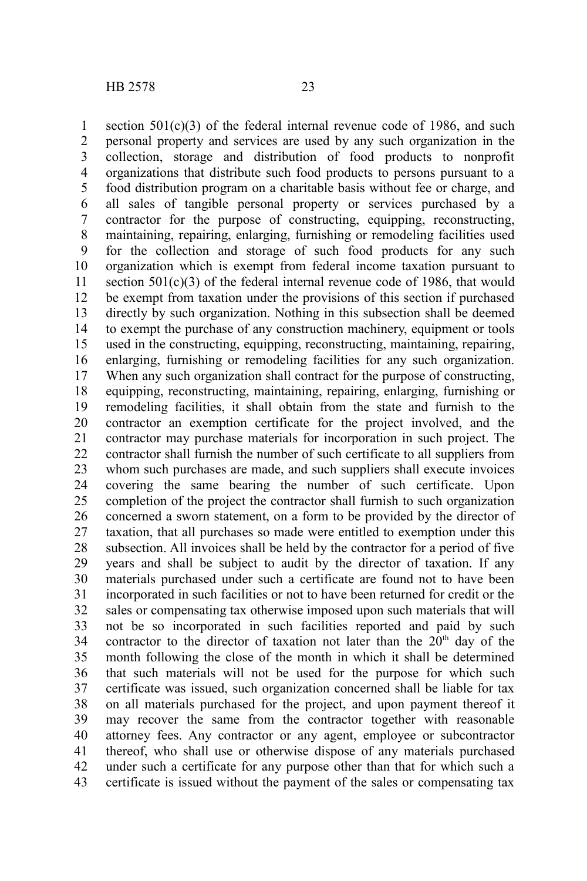section 501(c)(3) of the federal internal revenue code of 1986, and such personal property and services are used by any such organization in the collection, storage and distribution of food products to nonprofit organizations that distribute such food products to persons pursuant to a food distribution program on a charitable basis without fee or charge, and all sales of tangible personal property or services purchased by a contractor for the purpose of constructing, equipping, reconstructing, maintaining, repairing, enlarging, furnishing or remodeling facilities used for the collection and storage of such food products for any such organization which is exempt from federal income taxation pursuant to section 501(c)(3) of the federal internal revenue code of 1986, that would be exempt from taxation under the provisions of this section if purchased directly by such organization. Nothing in this subsection shall be deemed to exempt the purchase of any construction machinery, equipment or tools used in the constructing, equipping, reconstructing, maintaining, repairing, enlarging, furnishing or remodeling facilities for any such organization. When any such organization shall contract for the purpose of constructing, equipping, reconstructing, maintaining, repairing, enlarging, furnishing or remodeling facilities, it shall obtain from the state and furnish to the contractor an exemption certificate for the project involved, and the contractor may purchase materials for incorporation in such project. The contractor shall furnish the number of such certificate to all suppliers from whom such purchases are made, and such suppliers shall execute invoices covering the same bearing the number of such certificate. Upon completion of the project the contractor shall furnish to such organization concerned a sworn statement, on a form to be provided by the director of taxation, that all purchases so made were entitled to exemption under this subsection. All invoices shall be held by the contractor for a period of five years and shall be subject to audit by the director of taxation. If any materials purchased under such a certificate are found not to have been incorporated in such facilities or not to have been returned for credit or the sales or compensating tax otherwise imposed upon such materials that will not be so incorporated in such facilities reported and paid by such contractor to the director of taxation not later than the 20th day of the month following the close of the month in which it shall be determined that such materials will not be used for the purpose for which such certificate was issued, such organization concerned shall be liable for tax on all materials purchased for the project, and upon payment thereof it may recover the same from the contractor together with reasonable attorney fees. Any contractor or any agent, employee or subcontractor thereof, who shall use or otherwise dispose of any materials purchased under such a certificate for any purpose other than that for which such a certificate is issued without the payment of the sales or compensating tax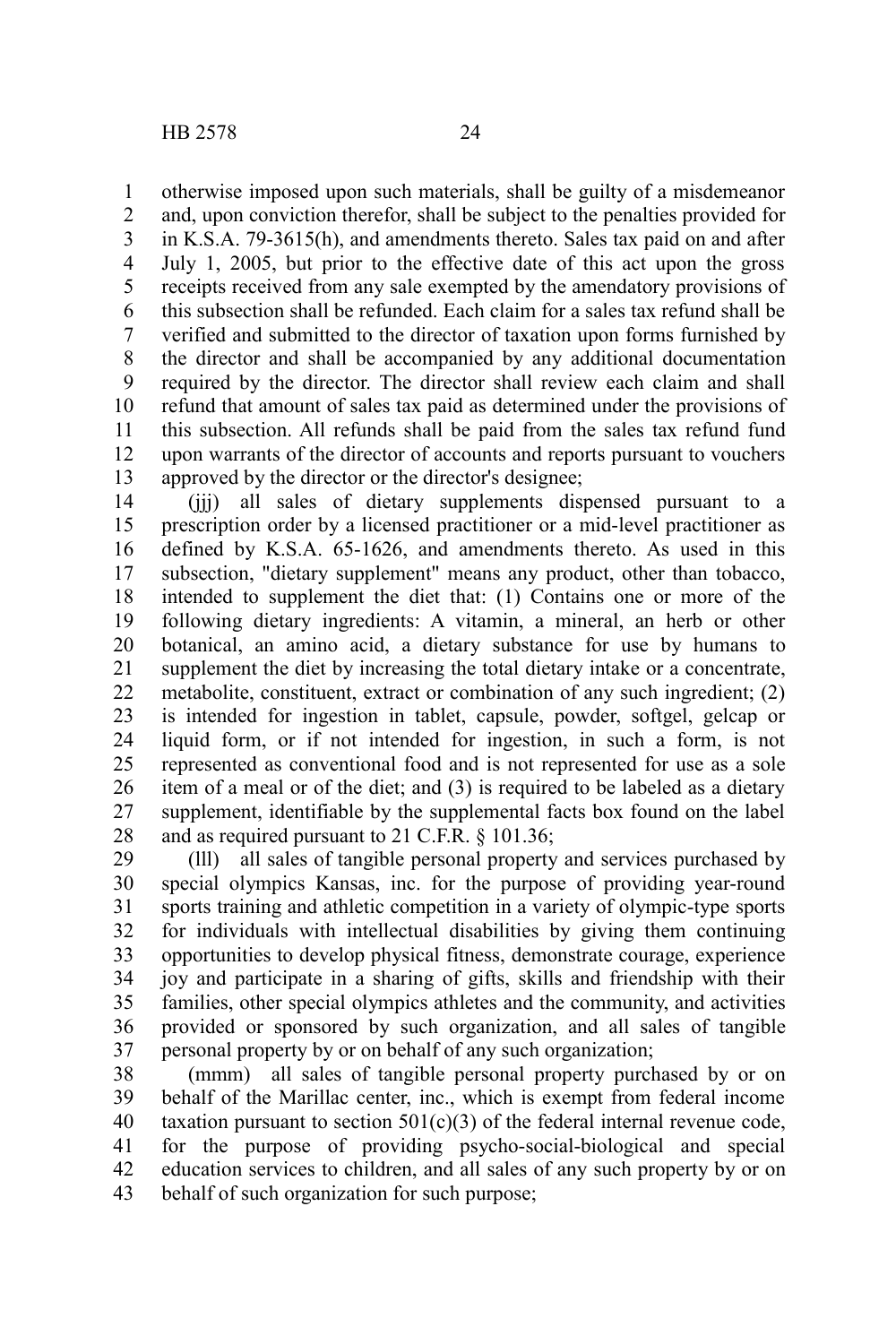otherwise imposed upon such materials, shall be guilty of a misdemeanor and, upon conviction therefor, shall be subject to the penalties provided for in K.S.A. 79-3615(h), and amendments thereto. Sales tax paid on and after July 1, 2005, but prior to the effective date of this act upon the gross receipts received from any sale exempted by the amendatory provisions of this subsection shall be refunded. Each claim for a sales tax refund shall be verified and submitted to the director of taxation upon forms furnished by the director and shall be accompanied by any additional documentation required by the director. The director shall review each claim and shall refund that amount of sales tax paid as determined under the provisions of this subsection. All refunds shall be paid from the sales tax refund fund upon warrants of the director of accounts and reports pursuant to vouchers approved by the director or the director's designee;

(jjj) all sales of dietary supplements dispensed pursuant to a prescription order by a licensed practitioner or a mid-level practitioner as defined by K.S.A. 65-1626, and amendments thereto. As used in this subsection, "dietary supplement" means any product, other than tobacco, intended to supplement the diet that: (1) Contains one or more of the following dietary ingredients: A vitamin, a mineral, an herb or other botanical, an amino acid, a dietary substance for use by humans to supplement the diet by increasing the total dietary intake or a concentrate, metabolite, constituent, extract or combination of any such ingredient; (2) is intended for ingestion in tablet, capsule, powder, softgel, gelcap or liquid form, or if not intended for ingestion, in such a form, is not represented as conventional food and is not represented for use as a sole item of a meal or of the diet; and (3) is required to be labeled as a dietary supplement, identifiable by the supplemental facts box found on the label and as required pursuant to 21 C.F.R. § 101.36;

(lll) all sales of tangible personal property and services purchased by special olympics Kansas, inc. for the purpose of providing year-round sports training and athletic competition in a variety of olympic-type sports for individuals with intellectual disabilities by giving them continuing opportunities to develop physical fitness, demonstrate courage, experience joy and participate in a sharing of gifts, skills and friendship with their families, other special olympics athletes and the community, and activities provided or sponsored by such organization, and all sales of tangible personal property by or on behalf of any such organization;

(mmm) all sales of tangible personal property purchased by or on behalf of the Marillac center, inc., which is exempt from federal income taxation pursuant to section 501(c)(3) of the federal internal revenue code, for the purpose of providing psycho-social-biological and special education services to children, and all sales of any such property by or on behalf of such organization for such purpose;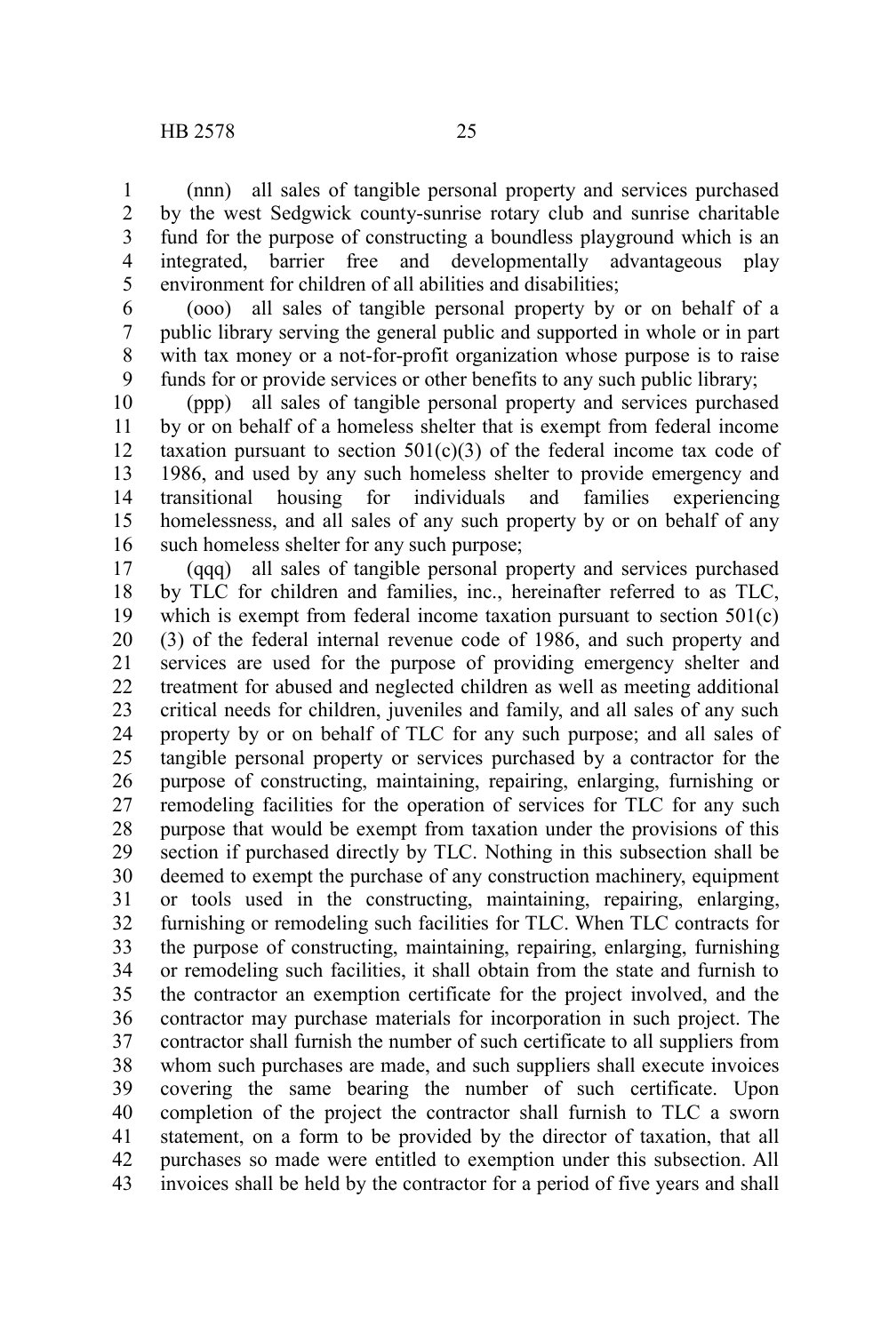(nnn) all sales of tangible personal property and services purchased by the west Sedgwick county-sunrise rotary club and sunrise charitable fund for the purpose of constructing a boundless playground which is an integrated, barrier free and developmentally advantageous play environment for children of all abilities and disabilities;

(ooo) all sales of tangible personal property by or on behalf of a public library serving the general public and supported in whole or in part with tax money or a not-for-profit organization whose purpose is to raise funds for or provide services or other benefits to any such public library;

(ppp) all sales of tangible personal property and services purchased by or on behalf of a homeless shelter that is exempt from federal income taxation pursuant to section 501(c)(3) of the federal income tax code of 1986, and used by any such homeless shelter to provide emergency and transitional housing for individuals and families experiencing homelessness, and all sales of any such property by or on behalf of any such homeless shelter for any such purpose;

(qqq) all sales of tangible personal property and services purchased by TLC for children and families, inc., hereinafter referred to as TLC, which is exempt from federal income taxation pursuant to section 501(c)(3) of the federal internal revenue code of 1986, and such property and services are used for the purpose of providing emergency shelter and treatment for abused and neglected children as well as meeting additional critical needs for children, juveniles and family, and all sales of any such property by or on behalf of TLC for any such purpose; and all sales of tangible personal property or services purchased by a contractor for the purpose of constructing, maintaining, repairing, enlarging, furnishing or remodeling facilities for the operation of services for TLC for any such purpose that would be exempt from taxation under the provisions of this section if purchased directly by TLC. Nothing in this subsection shall be deemed to exempt the purchase of any construction machinery, equipment or tools used in the constructing, maintaining, repairing, enlarging, furnishing or remodeling such facilities for TLC. When TLC contracts for the purpose of constructing, maintaining, repairing, enlarging, furnishing or remodeling such facilities, it shall obtain from the state and furnish to the contractor an exemption certificate for the project involved, and the contractor may purchase materials for incorporation in such project. The contractor shall furnish the number of such certificate to all suppliers from whom such purchases are made, and such suppliers shall execute invoices covering the same bearing the number of such certificate. Upon completion of the project the contractor shall furnish to TLC a sworn statement, on a form to be provided by the director of taxation, that all purchases so made were entitled to exemption under this subsection. All invoices shall be held by the contractor for a period of five years and shall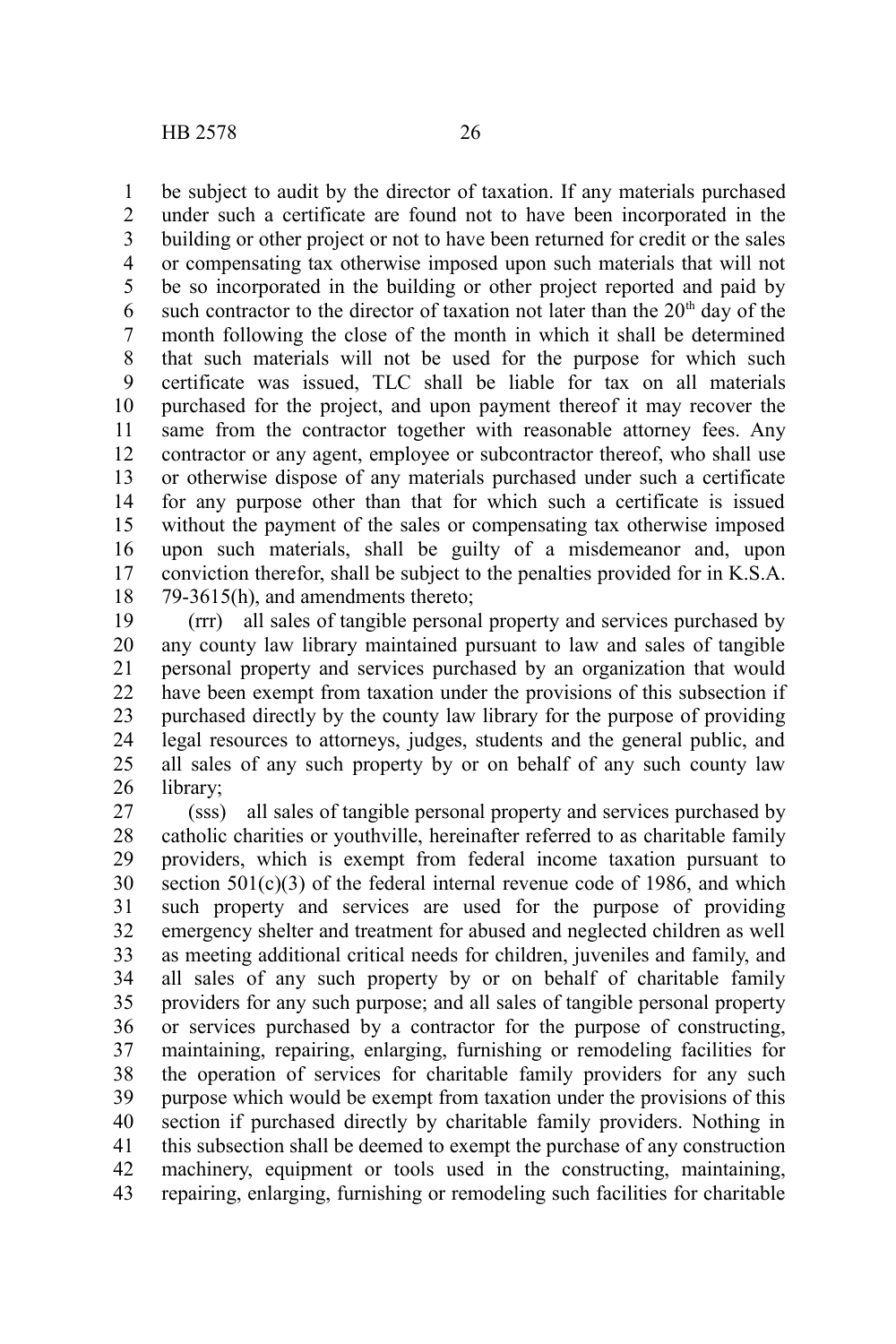be subject to audit by the director of taxation. If any materials purchased under such a certificate are found not to have been incorporated in the building or other project or not to have been returned for credit or the sales or compensating tax otherwise imposed upon such materials that will not be so incorporated in the building or other project reported and paid by such contractor to the director of taxation not later than the 20th day of the month following the close of the month in which it shall be determined that such materials will not be used for the purpose for which such certificate was issued, TLC shall be liable for tax on all materials purchased for the project, and upon payment thereof it may recover the same from the contractor together with reasonable attorney fees. Any contractor or any agent, employee or subcontractor thereof, who shall use or otherwise dispose of any materials purchased under such a certificate for any purpose other than that for which such a certificate is issued without the payment of the sales or compensating tax otherwise imposed upon such materials, shall be guilty of a misdemeanor and, upon conviction therefor, shall be subject to the penalties provided for in K.S.A. 79-3615(h), and amendments thereto;

(rrr) all sales of tangible personal property and services purchased by any county law library maintained pursuant to law and sales of tangible personal property and services purchased by an organization that would have been exempt from taxation under the provisions of this subsection if purchased directly by the county law library for the purpose of providing legal resources to attorneys, judges, students and the general public, and all sales of any such property by or on behalf of any such county law library;

(sss) all sales of tangible personal property and services purchased by catholic charities or youthville, hereinafter referred to as charitable family providers, which is exempt from federal income taxation pursuant to section 501(c)(3) of the federal internal revenue code of 1986, and which such property and services are used for the purpose of providing emergency shelter and treatment for abused and neglected children as well as meeting additional critical needs for children, juveniles and family, and all sales of any such property by or on behalf of charitable family providers for any such purpose; and all sales of tangible personal property or services purchased by a contractor for the purpose of constructing, maintaining, repairing, enlarging, furnishing or remodeling facilities for the operation of services for charitable family providers for any such purpose which would be exempt from taxation under the provisions of this section if purchased directly by charitable family providers. Nothing in this subsection shall be deemed to exempt the purchase of any construction machinery, equipment or tools used in the constructing, maintaining, repairing, enlarging, furnishing or remodeling such facilities for charitable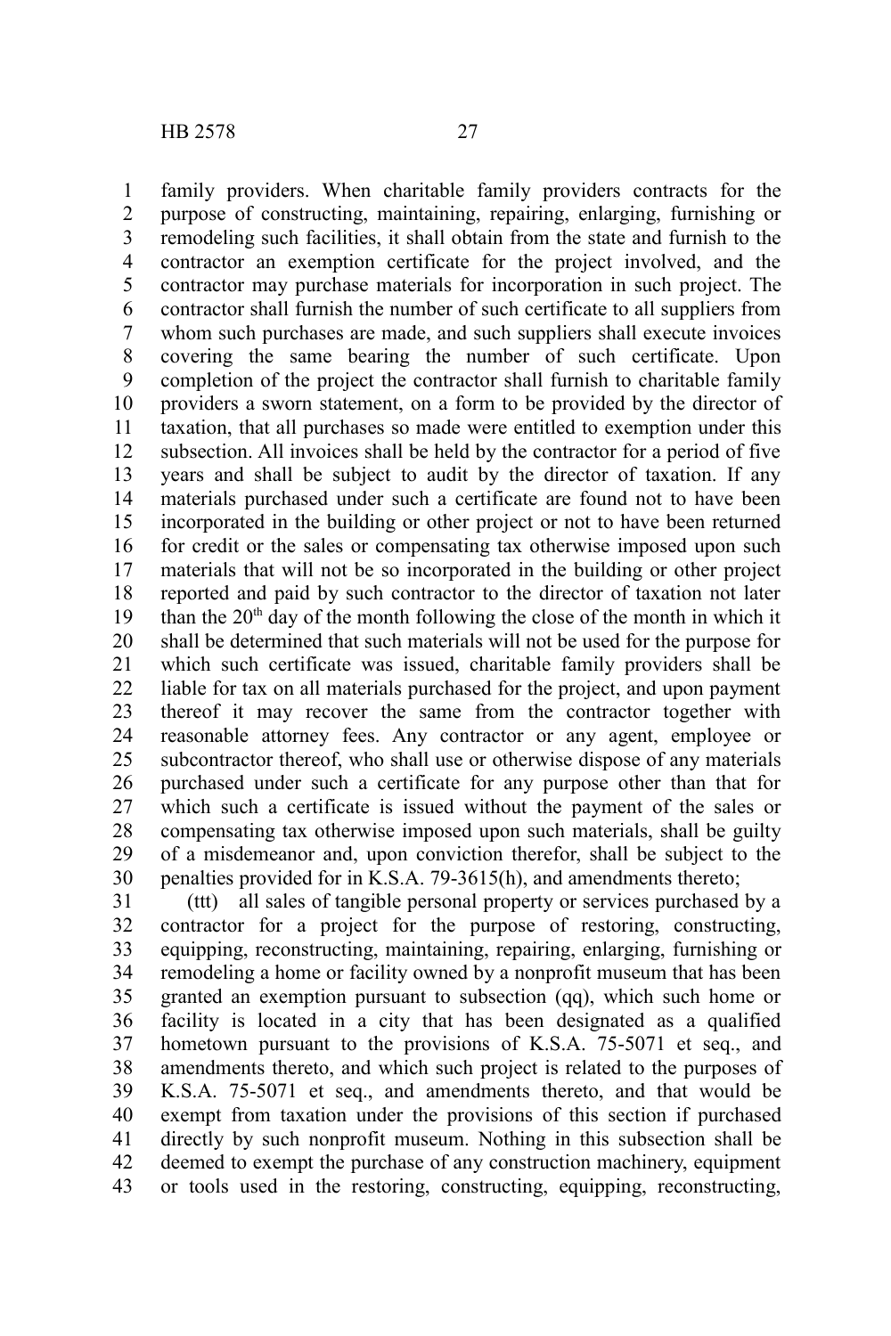family providers. When charitable family providers contracts for the purpose of constructing, maintaining, repairing, enlarging, furnishing or remodeling such facilities, it shall obtain from the state and furnish to the contractor an exemption certificate for the project involved, and the contractor may purchase materials for incorporation in such project. The contractor shall furnish the number of such certificate to all suppliers from whom such purchases are made, and such suppliers shall execute invoices covering the same bearing the number of such certificate. Upon completion of the project the contractor shall furnish to charitable family providers a sworn statement, on a form to be provided by the director of taxation, that all purchases so made were entitled to exemption under this subsection. All invoices shall be held by the contractor for a period of five years and shall be subject to audit by the director of taxation. If any materials purchased under such a certificate are found not to have been incorporated in the building or other project or not to have been returned for credit or the sales or compensating tax otherwise imposed upon such materials that will not be so incorporated in the building or other project reported and paid by such contractor to the director of taxation not later than the 20th day of the month following the close of the month in which it shall be determined that such materials will not be used for the purpose for which such certificate was issued, charitable family providers shall be liable for tax on all materials purchased for the project, and upon payment thereof it may recover the same from the contractor together with reasonable attorney fees. Any contractor or any agent, employee or subcontractor thereof, who shall use or otherwise dispose of any materials purchased under such a certificate for any purpose other than that for which such a certificate is issued without the payment of the sales or compensating tax otherwise imposed upon such materials, shall be guilty of a misdemeanor and, upon conviction therefor, shall be subject to the penalties provided for in K.S.A. 79-3615(h), and amendments thereto;

(ttt) all sales of tangible personal property or services purchased by a contractor for a project for the purpose of restoring, constructing, equipping, reconstructing, maintaining, repairing, enlarging, furnishing or remodeling a home or facility owned by a nonprofit museum that has been granted an exemption pursuant to subsection (qq), which such home or facility is located in a city that has been designated as a qualified hometown pursuant to the provisions of K.S.A. 75-5071 et seq., and amendments thereto, and which such project is related to the purposes of K.S.A. 75-5071 et seq., and amendments thereto, and that would be exempt from taxation under the provisions of this section if purchased directly by such nonprofit museum. Nothing in this subsection shall be deemed to exempt the purchase of any construction machinery, equipment or tools used in the restoring, constructing, equipping, reconstructing,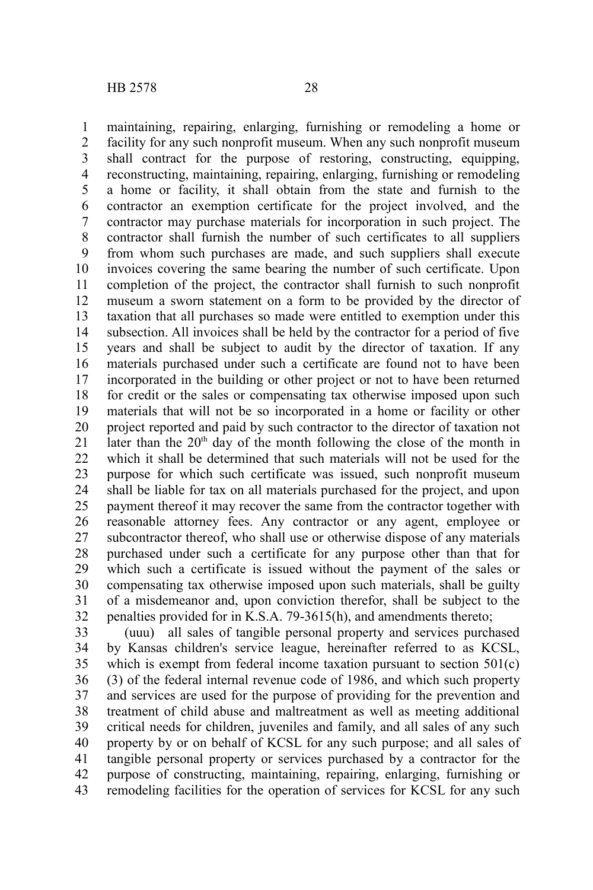maintaining, repairing, enlarging, furnishing or remodeling a home or facility for any such nonprofit museum. When any such nonprofit museum shall contract for the purpose of restoring, constructing, equipping, reconstructing, maintaining, repairing, enlarging, furnishing or remodeling a home or facility, it shall obtain from the state and furnish to the contractor an exemption certificate for the project involved, and the contractor may purchase materials for incorporation in such project. The contractor shall furnish the number of such certificates to all suppliers from whom such purchases are made, and such suppliers shall execute invoices covering the same bearing the number of such certificate. Upon completion of the project, the contractor shall furnish to such nonprofit museum a sworn statement on a form to be provided by the director of taxation that all purchases so made were entitled to exemption under this subsection. All invoices shall be held by the contractor for a period of five years and shall be subject to audit by the director of taxation. If any materials purchased under such a certificate are found not to have been incorporated in the building or other project or not to have been returned for credit or the sales or compensating tax otherwise imposed upon such materials that will not be so incorporated in a home or facility or other project reported and paid by such contractor to the director of taxation not later than the 20th day of the month following the close of the month in which it shall be determined that such materials will not be used for the purpose for which such certificate was issued, such nonprofit museum shall be liable for tax on all materials purchased for the project, and upon payment thereof it may recover the same from the contractor together with reasonable attorney fees. Any contractor or any agent, employee or subcontractor thereof, who shall use or otherwise dispose of any materials purchased under such a certificate for any purpose other than that for which such a certificate is issued without the payment of the sales or compensating tax otherwise imposed upon such materials, shall be guilty of a misdemeanor and, upon conviction therefor, shall be subject to the penalties provided for in K.S.A. 79-3615(h), and amendments thereto;

(uuu) all sales of tangible personal property and services purchased by Kansas children's service league, hereinafter referred to as KCSL, which is exempt from federal income taxation pursuant to section 501(c)(3) of the federal internal revenue code of 1986, and which such property and services are used for the purpose of providing for the prevention and treatment of child abuse and maltreatment as well as meeting additional critical needs for children, juveniles and family, and all sales of any such property by or on behalf of KCSL for any such purpose; and all sales of tangible personal property or services purchased by a contractor for the purpose of constructing, maintaining, repairing, enlarging, furnishing or remodeling facilities for the operation of services for KCSL for any such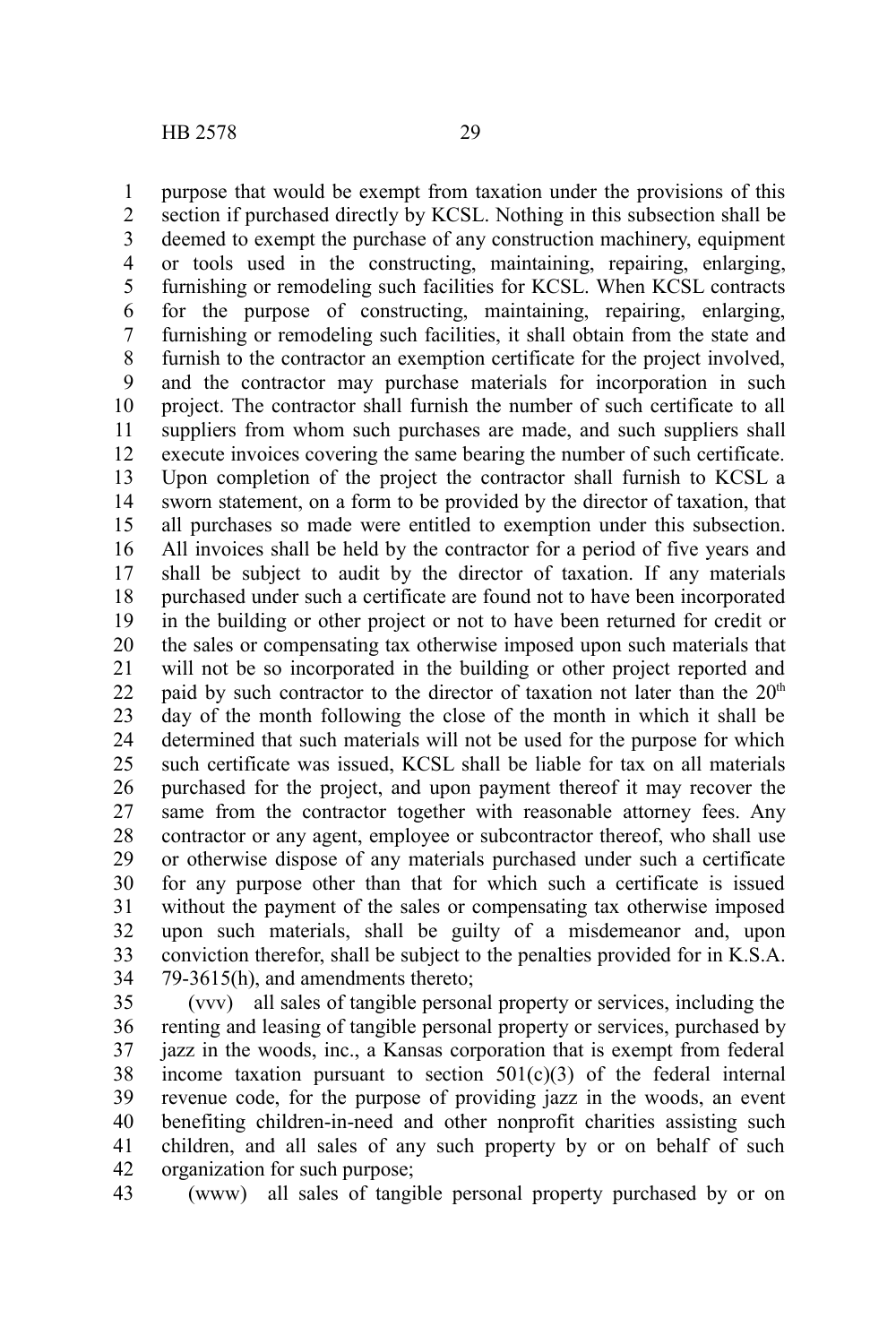purpose that would be exempt from taxation under the provisions of this section if purchased directly by KCSL. Nothing in this subsection shall be deemed to exempt the purchase of any construction machinery, equipment or tools used in the constructing, maintaining, repairing, enlarging, furnishing or remodeling such facilities for KCSL. When KCSL contracts for the purpose of constructing, maintaining, repairing, enlarging, furnishing or remodeling such facilities, it shall obtain from the state and furnish to the contractor an exemption certificate for the project involved, and the contractor may purchase materials for incorporation in such project. The contractor shall furnish the number of such certificate to all suppliers from whom such purchases are made, and such suppliers shall execute invoices covering the same bearing the number of such certificate. Upon completion of the project the contractor shall furnish to KCSL a sworn statement, on a form to be provided by the director of taxation, that all purchases so made were entitled to exemption under this subsection. All invoices shall be held by the contractor for a period of five years and shall be subject to audit by the director of taxation. If any materials purchased under such a certificate are found not to have been incorporated in the building or other project or not to have been returned for credit or the sales or compensating tax otherwise imposed upon such materials that will not be so incorporated in the building or other project reported and paid by such contractor to the director of taxation not later than the 20th day of the month following the close of the month in which it shall be determined that such materials will not be used for the purpose for which such certificate was issued, KCSL shall be liable for tax on all materials purchased for the project, and upon payment thereof it may recover the same from the contractor together with reasonable attorney fees. Any contractor or any agent, employee or subcontractor thereof, who shall use or otherwise dispose of any materials purchased under such a certificate for any purpose other than that for which such a certificate is issued without the payment of the sales or compensating tax otherwise imposed upon such materials, shall be guilty of a misdemeanor and, upon conviction therefor, shall be subject to the penalties provided for in K.S.A. 79-3615(h), and amendments thereto;

(vvv) all sales of tangible personal property or services, including the renting and leasing of tangible personal property or services, purchased by jazz in the woods, inc., a Kansas corporation that is exempt from federal income taxation pursuant to section 501(c)(3) of the federal internal revenue code, for the purpose of providing jazz in the woods, an event benefiting children-in-need and other nonprofit charities assisting such children, and all sales of any such property by or on behalf of such organization for such purpose;

(www) all sales of tangible personal property purchased by or on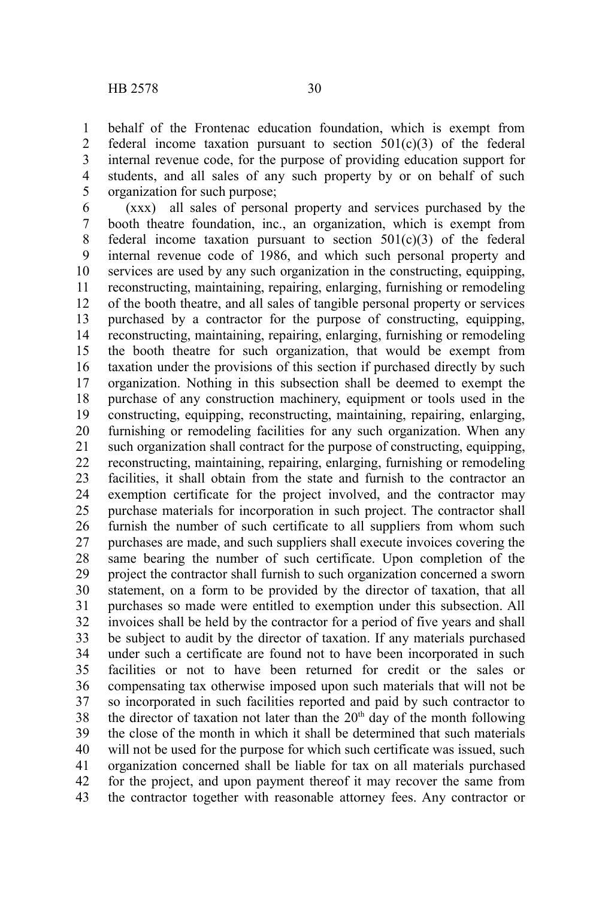behalf of the Frontenac education foundation, which is exempt from federal income taxation pursuant to section 501(c)(3) of the federal internal revenue code, for the purpose of providing education support for students, and all sales of any such property by or on behalf of such organization for such purpose;

(xxx) all sales of personal property and services purchased by the booth theatre foundation, inc., an organization, which is exempt from federal income taxation pursuant to section 501(c)(3) of the federal internal revenue code of 1986, and which such personal property and services are used by any such organization in the constructing, equipping, reconstructing, maintaining, repairing, enlarging, furnishing or remodeling of the booth theatre, and all sales of tangible personal property or services purchased by a contractor for the purpose of constructing, equipping, reconstructing, maintaining, repairing, enlarging, furnishing or remodeling the booth theatre for such organization, that would be exempt from taxation under the provisions of this section if purchased directly by such organization. Nothing in this subsection shall be deemed to exempt the purchase of any construction machinery, equipment or tools used in the constructing, equipping, reconstructing, maintaining, repairing, enlarging, furnishing or remodeling facilities for any such organization. When any such organization shall contract for the purpose of constructing, equipping, reconstructing, maintaining, repairing, enlarging, furnishing or remodeling facilities, it shall obtain from the state and furnish to the contractor an exemption certificate for the project involved, and the contractor may purchase materials for incorporation in such project. The contractor shall furnish the number of such certificate to all suppliers from whom such purchases are made, and such suppliers shall execute invoices covering the same bearing the number of such certificate. Upon completion of the project the contractor shall furnish to such organization concerned a sworn statement, on a form to be provided by the director of taxation, that all purchases so made were entitled to exemption under this subsection. All invoices shall be held by the contractor for a period of five years and shall be subject to audit by the director of taxation. If any materials purchased under such a certificate are found not to have been incorporated in such facilities or not to have been returned for credit or the sales or compensating tax otherwise imposed upon such materials that will not be so incorporated in such facilities reported and paid by such contractor to the director of taxation not later than the 20th day of the month following the close of the month in which it shall be determined that such materials will not be used for the purpose for which such certificate was issued, such organization concerned shall be liable for tax on all materials purchased for the project, and upon payment thereof it may recover the same from the contractor together with reasonable attorney fees. Any contractor or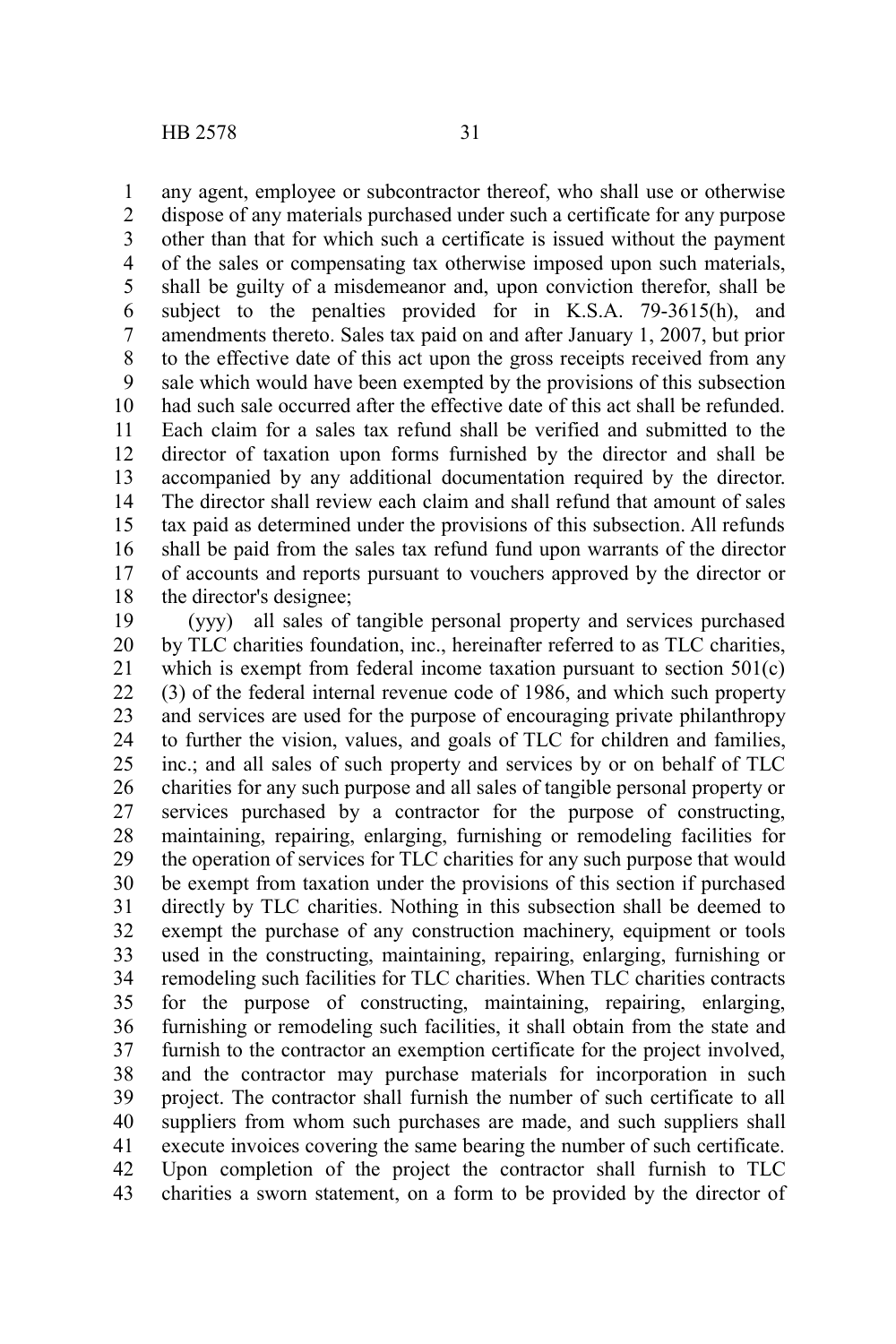any agent, employee or subcontractor thereof, who shall use or otherwise dispose of any materials purchased under such a certificate for any purpose other than that for which such a certificate is issued without the payment of the sales or compensating tax otherwise imposed upon such materials, shall be guilty of a misdemeanor and, upon conviction therefor, shall be subject to the penalties provided for in K.S.A. 79-3615(h), and amendments thereto. Sales tax paid on and after January 1, 2007, but prior to the effective date of this act upon the gross receipts received from any sale which would have been exempted by the provisions of this subsection had such sale occurred after the effective date of this act shall be refunded. Each claim for a sales tax refund shall be verified and submitted to the director of taxation upon forms furnished by the director and shall be accompanied by any additional documentation required by the director. The director shall review each claim and shall refund that amount of sales tax paid as determined under the provisions of this subsection. All refunds shall be paid from the sales tax refund fund upon warrants of the director of accounts and reports pursuant to vouchers approved by the director or the director's designee;

(yyy) all sales of tangible personal property and services purchased by TLC charities foundation, inc., hereinafter referred to as TLC charities, which is exempt from federal income taxation pursuant to section 501(c)(3) of the federal internal revenue code of 1986, and which such property and services are used for the purpose of encouraging private philanthropy to further the vision, values, and goals of TLC for children and families, inc.; and all sales of such property and services by or on behalf of TLC charities for any such purpose and all sales of tangible personal property or services purchased by a contractor for the purpose of constructing, maintaining, repairing, enlarging, furnishing or remodeling facilities for the operation of services for TLC charities for any such purpose that would be exempt from taxation under the provisions of this section if purchased directly by TLC charities. Nothing in this subsection shall be deemed to exempt the purchase of any construction machinery, equipment or tools used in the constructing, maintaining, repairing, enlarging, furnishing or remodeling such facilities for TLC charities. When TLC charities contracts for the purpose of constructing, maintaining, repairing, enlarging, furnishing or remodeling such facilities, it shall obtain from the state and furnish to the contractor an exemption certificate for the project involved, and the contractor may purchase materials for incorporation in such project. The contractor shall furnish the number of such certificate to all suppliers from whom such purchases are made, and such suppliers shall execute invoices covering the same bearing the number of such certificate. Upon completion of the project the contractor shall furnish to TLC charities a sworn statement, on a form to be provided by the director of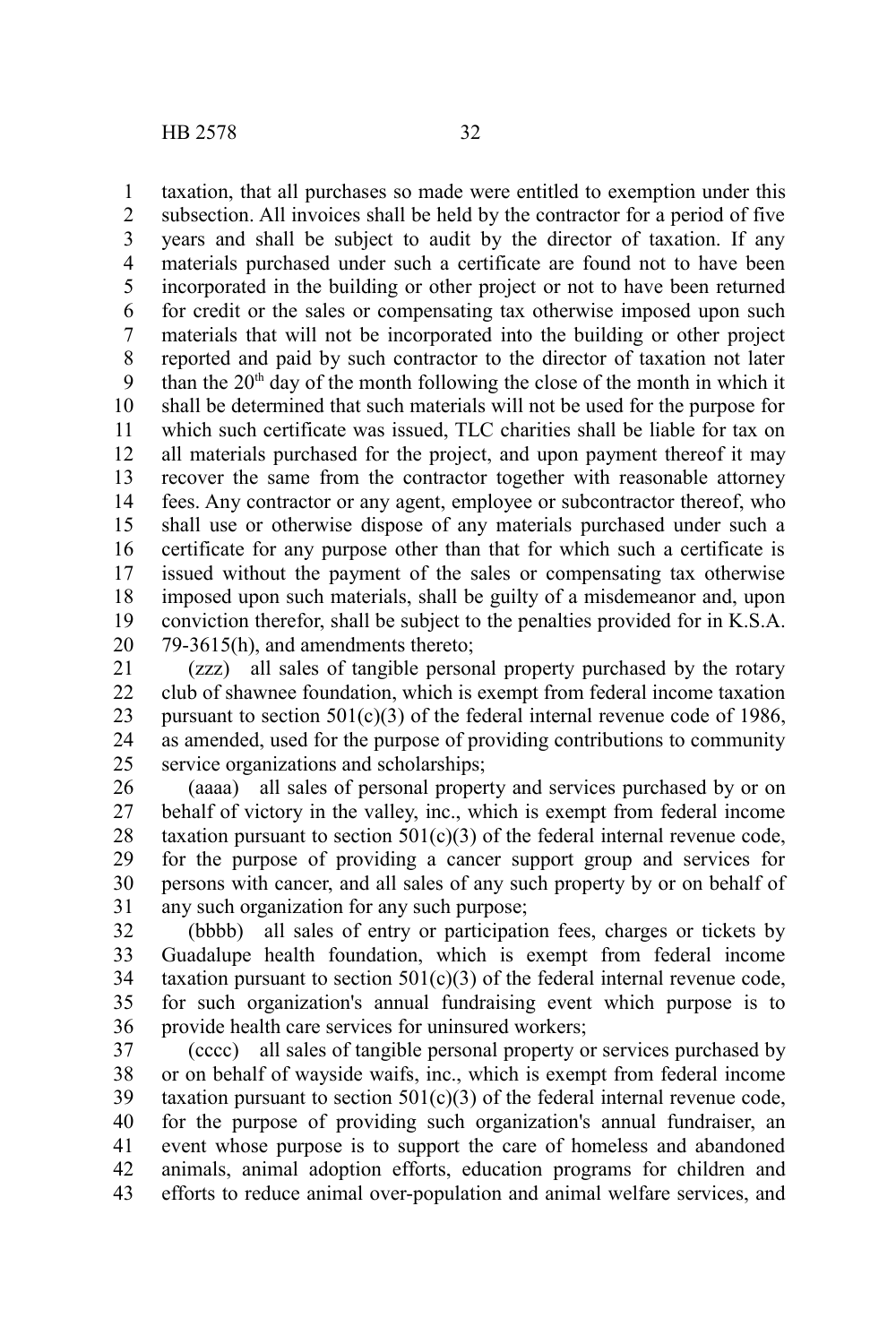taxation, that all purchases so made were entitled to exemption under this subsection. All invoices shall be held by the contractor for a period of five years and shall be subject to audit by the director of taxation. If any materials purchased under such a certificate are found not to have been incorporated in the building or other project or not to have been returned for credit or the sales or compensating tax otherwise imposed upon such materials that will not be incorporated into the building or other project reported and paid by such contractor to the director of taxation not later than the 20th day of the month following the close of the month in which it shall be determined that such materials will not be used for the purpose for which such certificate was issued, TLC charities shall be liable for tax on all materials purchased for the project, and upon payment thereof it may recover the same from the contractor together with reasonable attorney fees. Any contractor or any agent, employee or subcontractor thereof, who shall use or otherwise dispose of any materials purchased under such a certificate for any purpose other than that for which such a certificate is issued without the payment of the sales or compensating tax otherwise imposed upon such materials, shall be guilty of a misdemeanor and, upon conviction therefor, shall be subject to the penalties provided for in K.S.A. 79-3615(h), and amendments thereto;

(zzz) all sales of tangible personal property purchased by the rotary club of shawnee foundation, which is exempt from federal income taxation pursuant to section 501(c)(3) of the federal internal revenue code of 1986, as amended, used for the purpose of providing contributions to community service organizations and scholarships;

(aaaa) all sales of personal property and services purchased by or on behalf of victory in the valley, inc., which is exempt from federal income taxation pursuant to section 501(c)(3) of the federal internal revenue code, for the purpose of providing a cancer support group and services for persons with cancer, and all sales of any such property by or on behalf of any such organization for any such purpose;

(bbbb) all sales of entry or participation fees, charges or tickets by Guadalupe health foundation, which is exempt from federal income taxation pursuant to section 501(c)(3) of the federal internal revenue code, for such organization's annual fundraising event which purpose is to provide health care services for uninsured workers;

(cccc) all sales of tangible personal property or services purchased by or on behalf of wayside waifs, inc., which is exempt from federal income taxation pursuant to section 501(c)(3) of the federal internal revenue code, for the purpose of providing such organization's annual fundraiser, an event whose purpose is to support the care of homeless and abandoned animals, animal adoption efforts, education programs for children and efforts to reduce animal over-population and animal welfare services, and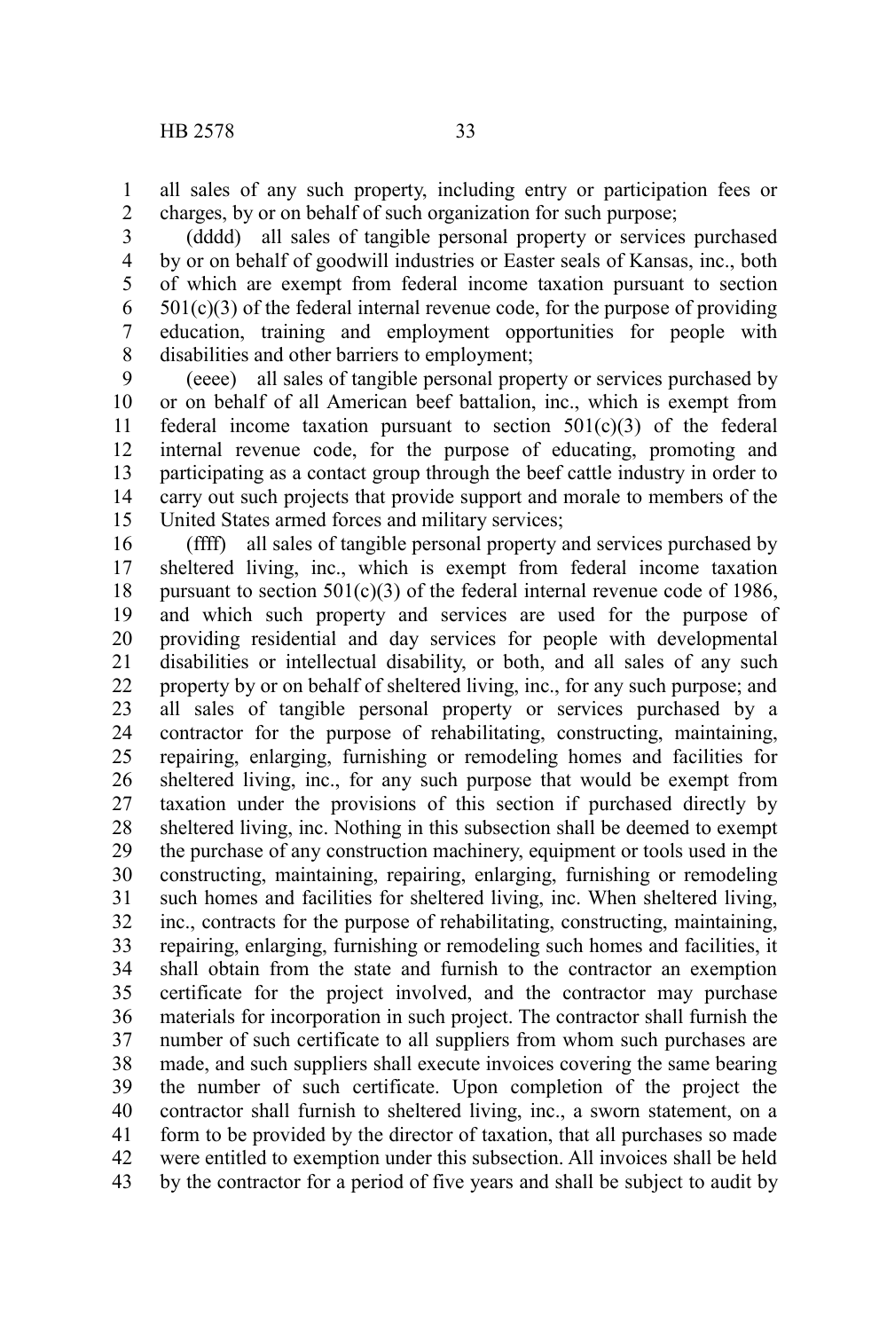all sales of any such property, including entry or participation fees or charges, by or on behalf of such organization for such purpose;

(dddd) all sales of tangible personal property or services purchased by or on behalf of goodwill industries or Easter seals of Kansas, inc., both of which are exempt from federal income taxation pursuant to section 501(c)(3) of the federal internal revenue code, for the purpose of providing education, training and employment opportunities for people with disabilities and other barriers to employment;

(eeee) all sales of tangible personal property or services purchased by or on behalf of all American beef battalion, inc., which is exempt from federal income taxation pursuant to section 501(c)(3) of the federal internal revenue code, for the purpose of educating, promoting and participating as a contact group through the beef cattle industry in order to carry out such projects that provide support and morale to members of the United States armed forces and military services;

(ffff) all sales of tangible personal property and services purchased by sheltered living, inc., which is exempt from federal income taxation pursuant to section 501(c)(3) of the federal internal revenue code of 1986, and which such property and services are used for the purpose of providing residential and day services for people with developmental disabilities or intellectual disability, or both, and all sales of any such property by or on behalf of sheltered living, inc., for any such purpose; and all sales of tangible personal property or services purchased by a contractor for the purpose of rehabilitating, constructing, maintaining, repairing, enlarging, furnishing or remodeling homes and facilities for sheltered living, inc., for any such purpose that would be exempt from taxation under the provisions of this section if purchased directly by sheltered living, inc. Nothing in this subsection shall be deemed to exempt the purchase of any construction machinery, equipment or tools used in the constructing, maintaining, repairing, enlarging, furnishing or remodeling such homes and facilities for sheltered living, inc. When sheltered living, inc., contracts for the purpose of rehabilitating, constructing, maintaining, repairing, enlarging, furnishing or remodeling such homes and facilities, it shall obtain from the state and furnish to the contractor an exemption certificate for the project involved, and the contractor may purchase materials for incorporation in such project. The contractor shall furnish the number of such certificate to all suppliers from whom such purchases are made, and such suppliers shall execute invoices covering the same bearing the number of such certificate. Upon completion of the project the contractor shall furnish to sheltered living, inc., a sworn statement, on a form to be provided by the director of taxation, that all purchases so made were entitled to exemption under this subsection. All invoices shall be held by the contractor for a period of five years and shall be subject to audit by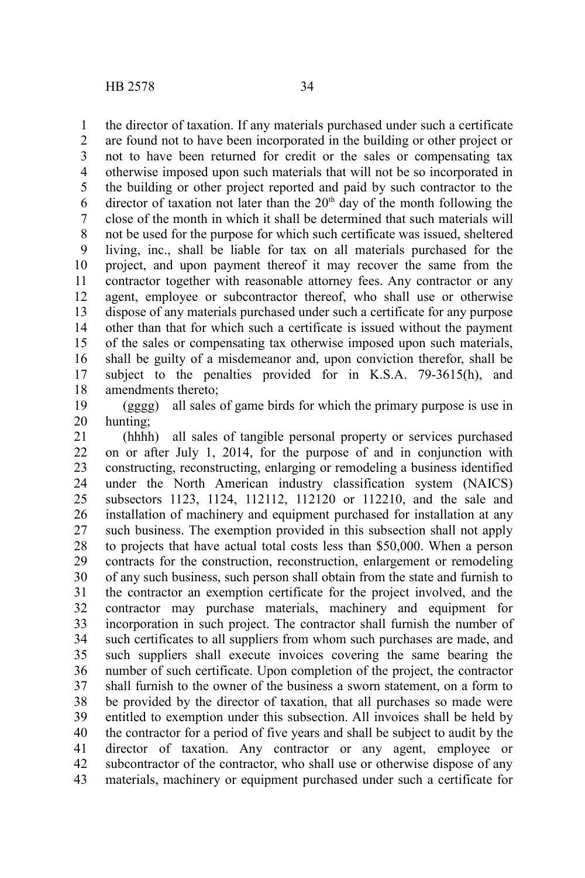the director of taxation. If any materials purchased under such a certificate are found not to have been incorporated in the building or other project or not to have been returned for credit or the sales or compensating tax otherwise imposed upon such materials that will not be so incorporated in the building or other project reported and paid by such contractor to the director of taxation not later than the 20th day of the month following the close of the month in which it shall be determined that such materials will not be used for the purpose for which such certificate was issued, sheltered living, inc., shall be liable for tax on all materials purchased for the project, and upon payment thereof it may recover the same from the contractor together with reasonable attorney fees. Any contractor or any agent, employee or subcontractor thereof, who shall use or otherwise dispose of any materials purchased under such a certificate for any purpose other than that for which such a certificate is issued without the payment of the sales or compensating tax otherwise imposed upon such materials, shall be guilty of a misdemeanor and, upon conviction therefor, shall be subject to the penalties provided for in K.S.A. 79-3615(h), and amendments thereto;

(gggg) all sales of game birds for which the primary purpose is use in hunting;

(hhhh) all sales of tangible personal property or services purchased on or after July 1, 2014, for the purpose of and in conjunction with constructing, reconstructing, enlarging or remodeling a business identified under the North American industry classification system (NAICS) subsectors 1123, 1124, 112112, 112120 or 112210, and the sale and installation of machinery and equipment purchased for installation at any such business. The exemption provided in this subsection shall not apply to projects that have actual total costs less than $50,000. When a person contracts for the construction, reconstruction, enlargement or remodeling of any such business, such person shall obtain from the state and furnish to the contractor an exemption certificate for the project involved, and the contractor may purchase materials, machinery and equipment for incorporation in such project. The contractor shall furnish the number of such certificates to all suppliers from whom such purchases are made, and such suppliers shall execute invoices covering the same bearing the number of such certificate. Upon completion of the project, the contractor shall furnish to the owner of the business a sworn statement, on a form to be provided by the director of taxation, that all purchases so made were entitled to exemption under this subsection. All invoices shall be held by the contractor for a period of five years and shall be subject to audit by the director of taxation. Any contractor or any agent, employee or subcontractor of the contractor, who shall use or otherwise dispose of any materials, machinery or equipment purchased under such a certificate for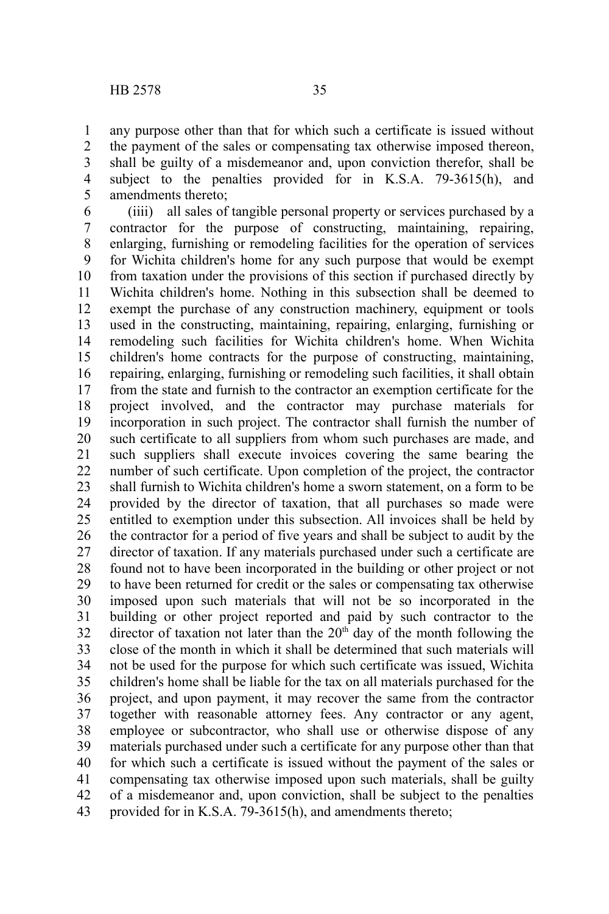any purpose other than that for which such a certificate is issued without the payment of the sales or compensating tax otherwise imposed thereon, shall be guilty of a misdemeanor and, upon conviction therefor, shall be subject to the penalties provided for in K.S.A. 79-3615(h), and amendments thereto;

(iiii) all sales of tangible personal property or services purchased by a contractor for the purpose of constructing, maintaining, repairing, enlarging, furnishing or remodeling facilities for the operation of services for Wichita children's home for any such purpose that would be exempt from taxation under the provisions of this section if purchased directly by Wichita children's home. Nothing in this subsection shall be deemed to exempt the purchase of any construction machinery, equipment or tools used in the constructing, maintaining, repairing, enlarging, furnishing or remodeling such facilities for Wichita children's home. When Wichita children's home contracts for the purpose of constructing, maintaining, repairing, enlarging, furnishing or remodeling such facilities, it shall obtain from the state and furnish to the contractor an exemption certificate for the project involved, and the contractor may purchase materials for incorporation in such project. The contractor shall furnish the number of such certificate to all suppliers from whom such purchases are made, and such suppliers shall execute invoices covering the same bearing the number of such certificate. Upon completion of the project, the contractor shall furnish to Wichita children's home a sworn statement, on a form to be provided by the director of taxation, that all purchases so made were entitled to exemption under this subsection. All invoices shall be held by the contractor for a period of five years and shall be subject to audit by the director of taxation. If any materials purchased under such a certificate are found not to have been incorporated in the building or other project or not to have been returned for credit or the sales or compensating tax otherwise imposed upon such materials that will not be so incorporated in the building or other project reported and paid by such contractor to the director of taxation not later than the 20th day of the month following the close of the month in which it shall be determined that such materials will not be used for the purpose for which such certificate was issued, Wichita children's home shall be liable for the tax on all materials purchased for the project, and upon payment, it may recover the same from the contractor together with reasonable attorney fees. Any contractor or any agent, employee or subcontractor, who shall use or otherwise dispose of any materials purchased under such a certificate for any purpose other than that for which such a certificate is issued without the payment of the sales or compensating tax otherwise imposed upon such materials, shall be guilty of a misdemeanor and, upon conviction, shall be subject to the penalties provided for in K.S.A. 79-3615(h), and amendments thereto;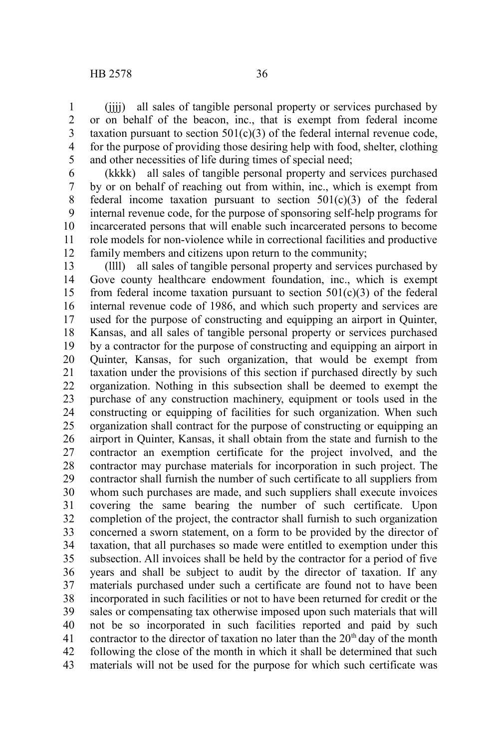(jjjj) all sales of tangible personal property or services purchased by or on behalf of the beacon, inc., that is exempt from federal income taxation pursuant to section 501(c)(3) of the federal internal revenue code, for the purpose of providing those desiring help with food, shelter, clothing and other necessities of life during times of special need;

(kkkk) all sales of tangible personal property and services purchased by or on behalf of reaching out from within, inc., which is exempt from federal income taxation pursuant to section 501(c)(3) of the federal internal revenue code, for the purpose of sponsoring self-help programs for incarcerated persons that will enable such incarcerated persons to become role models for non-violence while in correctional facilities and productive family members and citizens upon return to the community;

(llll) all sales of tangible personal property and services purchased by Gove county healthcare endowment foundation, inc., which is exempt from federal income taxation pursuant to section 501(c)(3) of the federal internal revenue code of 1986, and which such property and services are used for the purpose of constructing and equipping an airport in Quinter, Kansas, and all sales of tangible personal property or services purchased by a contractor for the purpose of constructing and equipping an airport in Quinter, Kansas, for such organization, that would be exempt from taxation under the provisions of this section if purchased directly by such organization. Nothing in this subsection shall be deemed to exempt the purchase of any construction machinery, equipment or tools used in the constructing or equipping of facilities for such organization. When such organization shall contract for the purpose of constructing or equipping an airport in Quinter, Kansas, it shall obtain from the state and furnish to the contractor an exemption certificate for the project involved, and the contractor may purchase materials for incorporation in such project. The contractor shall furnish the number of such certificate to all suppliers from whom such purchases are made, and such suppliers shall execute invoices covering the same bearing the number of such certificate. Upon completion of the project, the contractor shall furnish to such organization concerned a sworn statement, on a form to be provided by the director of taxation, that all purchases so made were entitled to exemption under this subsection. All invoices shall be held by the contractor for a period of five years and shall be subject to audit by the director of taxation. If any materials purchased under such a certificate are found not to have been incorporated in such facilities or not to have been returned for credit or the sales or compensating tax otherwise imposed upon such materials that will not be so incorporated in such facilities reported and paid by such contractor to the director of taxation no later than the 20th day of the month following the close of the month in which it shall be determined that such materials will not be used for the purpose for which such certificate was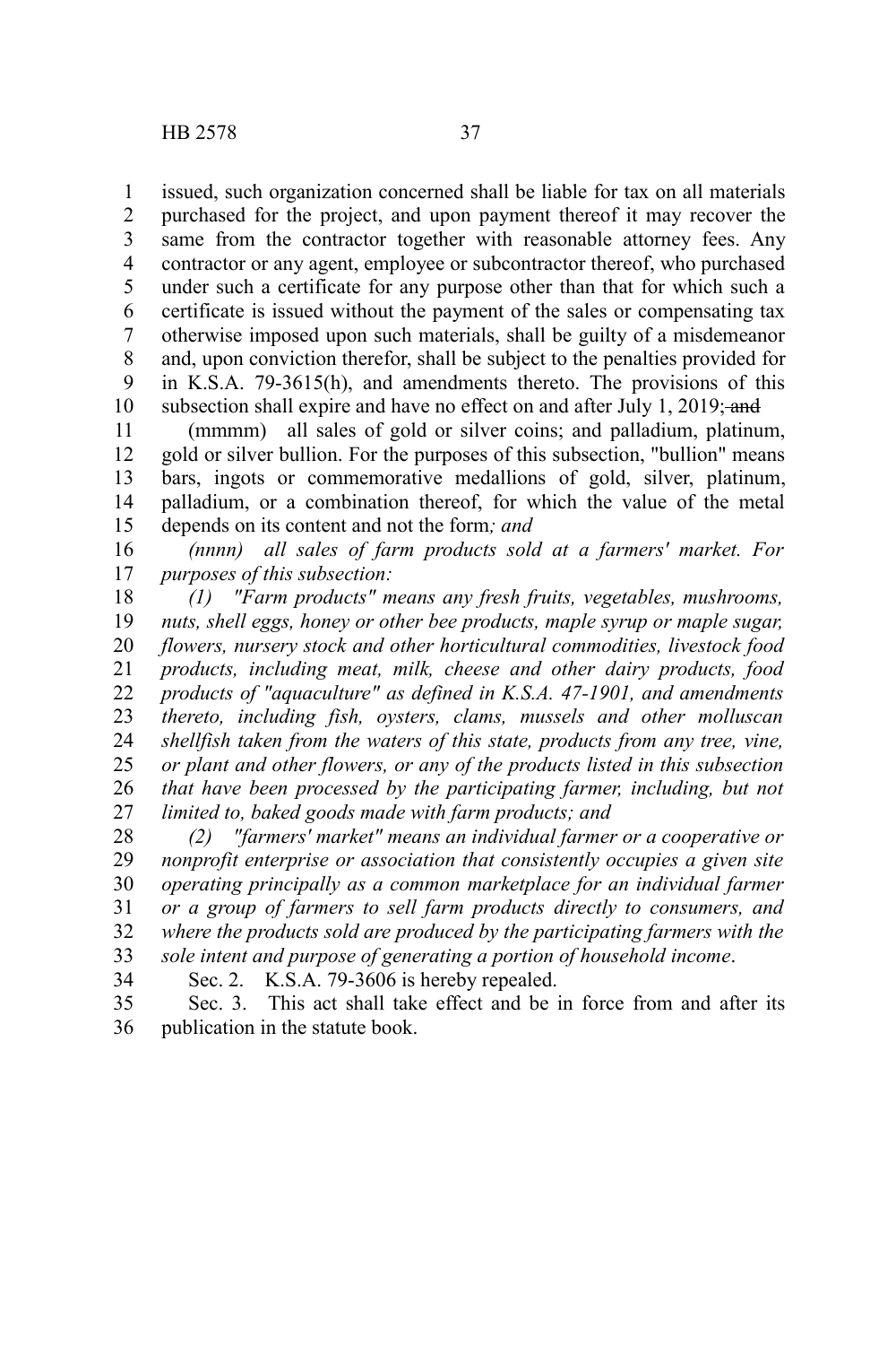issued, such organization concerned shall be liable for tax on all materials purchased for the project, and upon payment thereof it may recover the same from the contractor together with reasonable attorney fees. Any contractor or any agent, employee or subcontractor thereof, who purchased under such a certificate for any purpose other than that for which such a certificate is issued without the payment of the sales or compensating tax otherwise imposed upon such materials, shall be guilty of a misdemeanor and, upon conviction therefor, shall be subject to the penalties provided for in K.S.A. 79-3615(h), and amendments thereto. The provisions of this subsection shall expire and have no effect on and after July 1, 2019; ~~and~~

(mmmm) all sales of gold or silver coins; and palladium, platinum, gold or silver bullion. For the purposes of this subsection, "bullion" means bars, ingots or commemorative medallions of gold, silver, platinum, palladium, or a combination thereof, for which the value of the metal depends on its content and not the form*; and*

*(nnnn) all sales of farm products sold at a farmers' market. For purposes of this subsection:*

*(1) "Farm products" means any fresh fruits, vegetables, mushrooms, nuts, shell eggs, honey or other bee products, maple syrup or maple sugar, flowers, nursery stock and other horticultural commodities, livestock food products, including meat, milk, cheese and other dairy products, food products of "aquaculture" as defined in K.S.A. 47-1901, and amendments thereto, including fish, oysters, clams, mussels and other molluscan shellfish taken from the waters of this state, products from any tree, vine, or plant and other flowers, or any of the products listed in this subsection that have been processed by the participating farmer, including, but not limited to, baked goods made with farm products; and*

*(2) "farmers' market" means an individual farmer or a cooperative or nonprofit enterprise or association that consistently occupies a given site operating principally as a common marketplace for an individual farmer or a group of farmers to sell farm products directly to consumers, and where the products sold are produced by the participating farmers with the sole intent and purpose of generating a portion of household income*.

Sec. 2. K.S.A. 79-3606 is hereby repealed.

Sec. 3. This act shall take effect and be in force from and after its publication in the statute book.